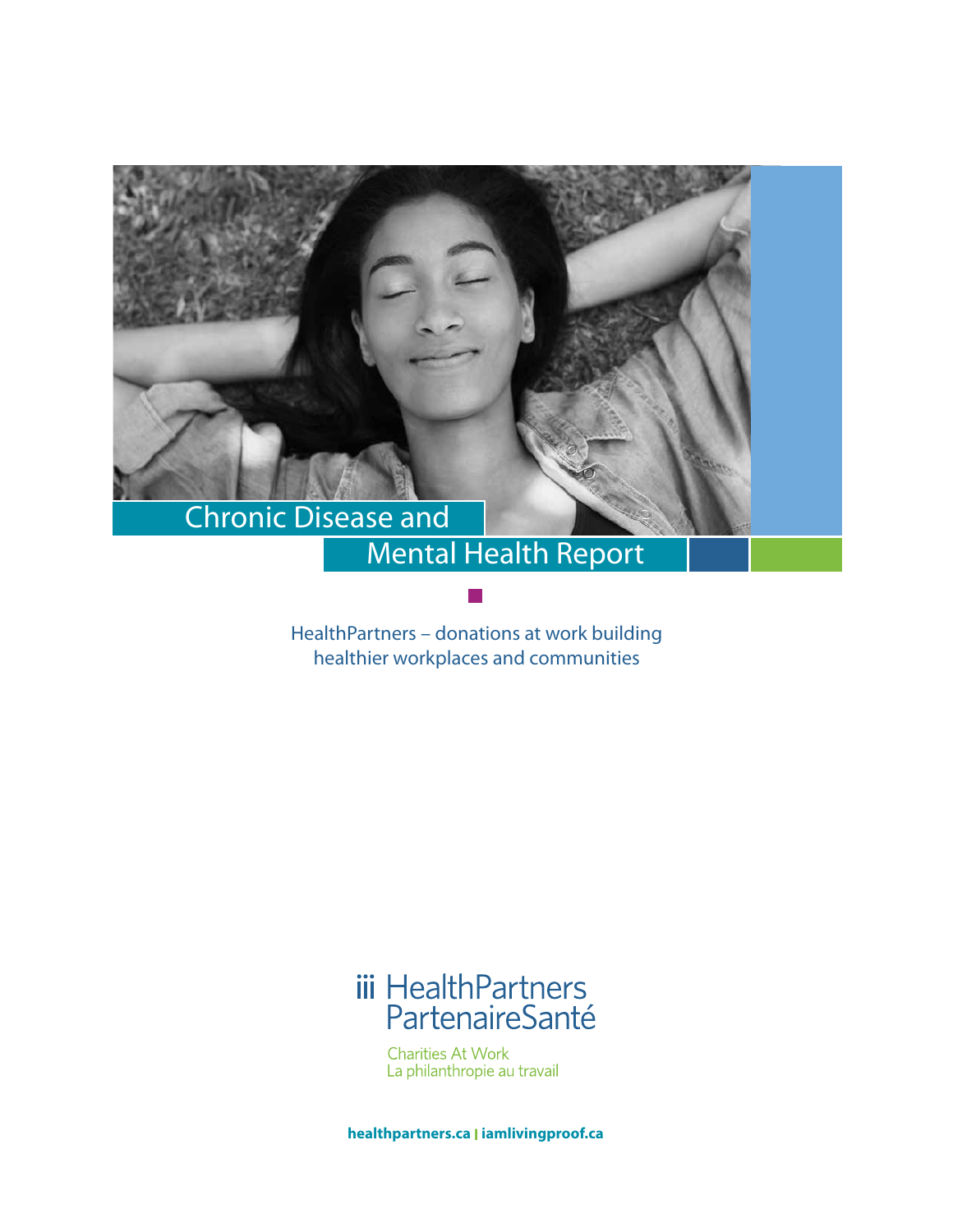# Chronic Disease and Mental Health Report

HealthPartners – donations at work building healthier workplaces and communities

HealthPartners
PartenaireSanté

Charities At Work
La philanthropie au travail

**healthpartners.ca | iamlivingproof.ca**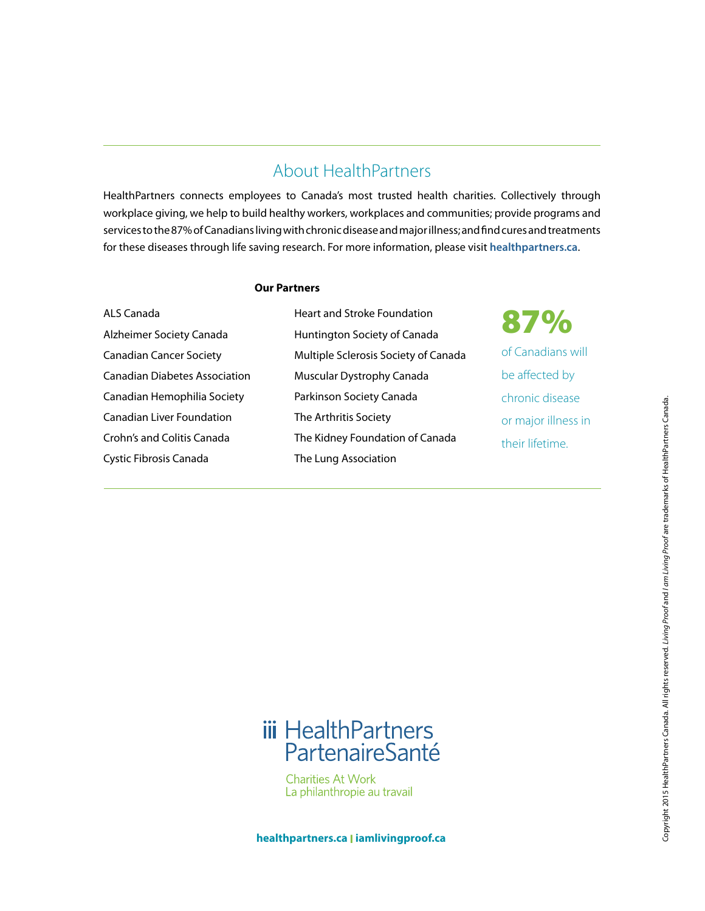## About HealthPartners

HealthPartners connects employees to Canada's most trusted health charities. Collectively through workplace giving, we help to build healthy workers, workplaces and communities; provide programs and services to the 87% of Canadians living with chronic disease and major illness; and find cures and treatments for these diseases through life saving research. For more information, please visit **healthpartners.ca**.

**Our Partners**

- ALS Canada
- Alzheimer Society Canada
- Canadian Cancer Society
- Canadian Diabetes Association
- Canadian Hemophilia Society
- Canadian Liver Foundation
- Crohn's and Colitis Canada
- Cystic Fibrosis Canada
- Heart and Stroke Foundation
- Huntington Society of Canada
- Multiple Sclerosis Society of Canada
- Muscular Dystrophy Canada
- Parkinson Society Canada
- The Arthritis Society
- The Kidney Foundation of Canada
- The Lung Association

**87%** of Canadians will be affected by chronic disease or major illness in their lifetime.

HealthPartners
PartenaireSanté

Charities At Work
La philanthropie au travail

**healthpartners.ca** | **iamlivingproof.ca**

Copyright 2015 HealthPartners Canada. All rights reserved. *Living Proof* and *I am Living Proof* are trademarks of HealthPartners Canada.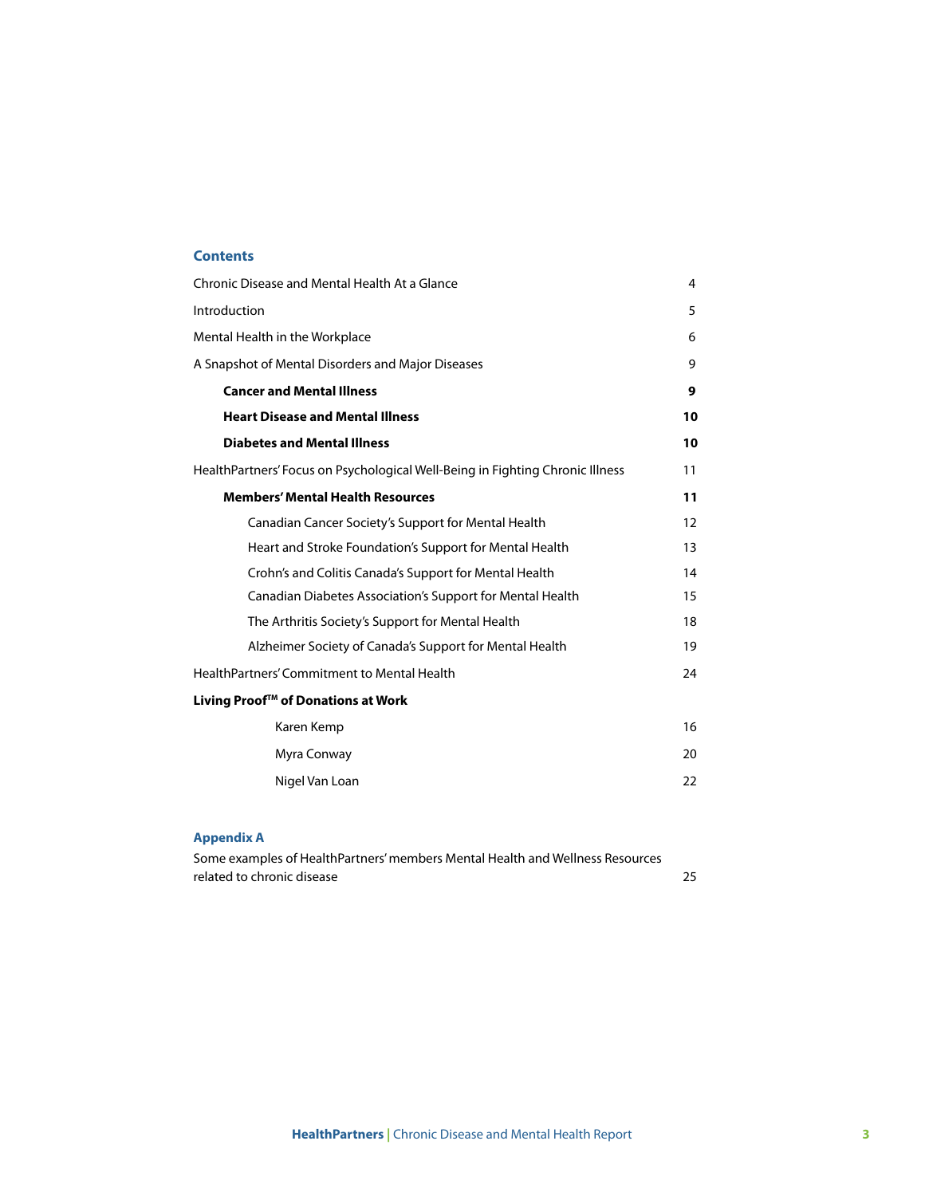## Contents

| | |
|---|---|
| Chronic Disease and Mental Health At a Glance | 4 |
| Introduction | 5 |
| Mental Health in the Workplace | 6 |
| A Snapshot of Mental Disorders and Major Diseases | 9 |
| **Cancer and Mental Illness** | **9** |
| **Heart Disease and Mental Illness** | **10** |
| **Diabetes and Mental Illness** | **10** |
| HealthPartners' Focus on Psychological Well-Being in Fighting Chronic Illness | 11 |
| **Members' Mental Health Resources** | **11** |
| Canadian Cancer Society's Support for Mental Health | 12 |
| Heart and Stroke Foundation's Support for Mental Health | 13 |
| Crohn's and Colitis Canada's Support for Mental Health | 14 |
| Canadian Diabetes Association's Support for Mental Health | 15 |
| The Arthritis Society's Support for Mental Health | 18 |
| Alzheimer Society of Canada's Support for Mental Health | 19 |
| HealthPartners' Commitment to Mental Health | 24 |
| **Living Proof™ of Donations at Work** | |
| Karen Kemp | 16 |
| Myra Conway | 20 |
| Nigel Van Loan | 22 |

## Appendix A

Some examples of HealthPartners' members Mental Health and Wellness Resources related to chronic disease 25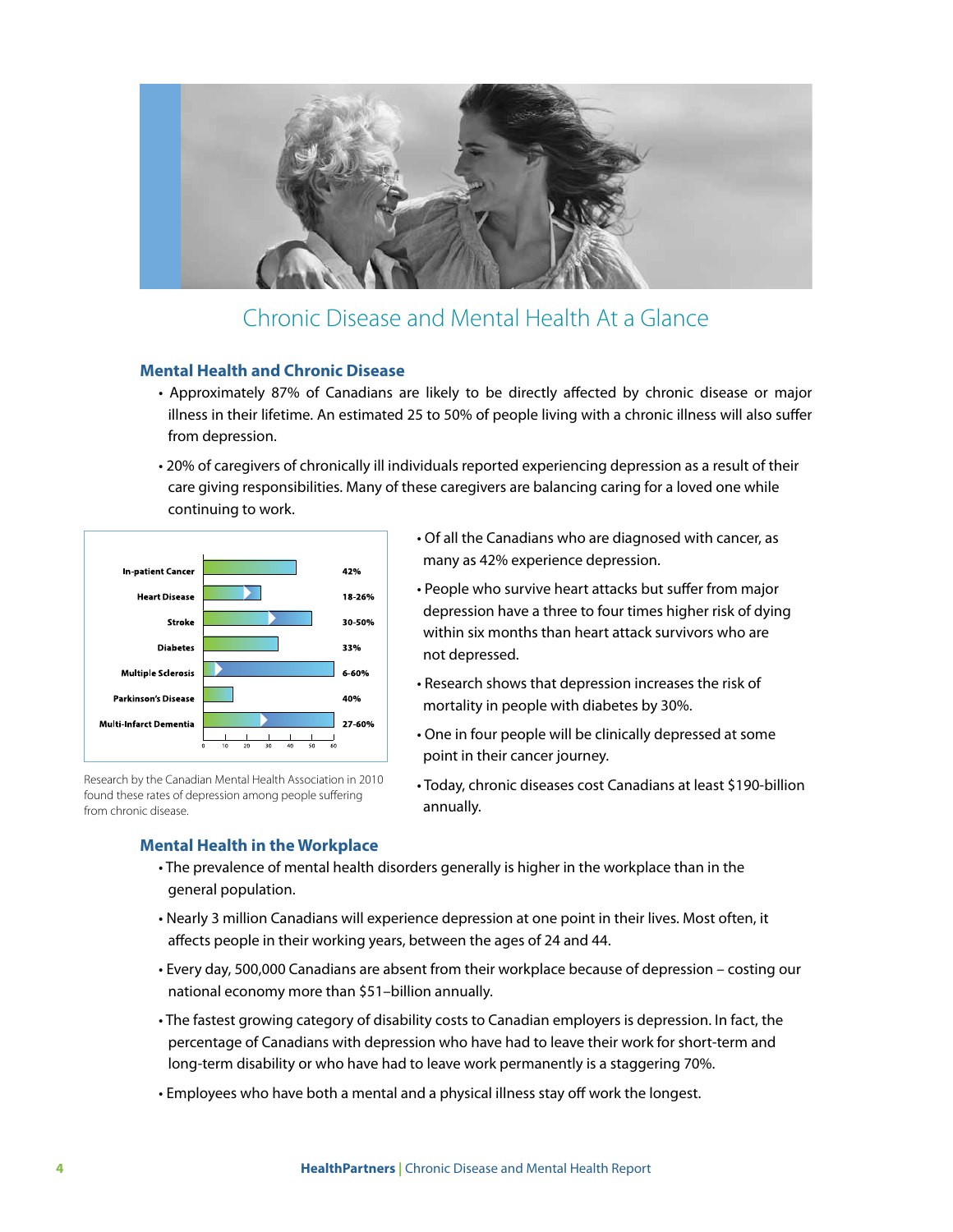# Chronic Disease and Mental Health At a Glance

## Mental Health and Chronic Disease

- Approximately 87% of Canadians are likely to be directly affected by chronic disease or major illness in their lifetime. An estimated 25 to 50% of people living with a chronic illness will also suffer from depression.
- 20% of caregivers of chronically ill individuals reported experiencing depression as a result of their care giving responsibilities. Many of these caregivers are balancing caring for a loved one while continuing to work.

| Condition | Rate of depression |
| --- | --- |
| In-patient Cancer | 42% |
| Heart Disease | 18-26% |
| Stroke | 30-50% |
| Diabetes | 33% |
| Multiple Sclerosis | 6-60% |
| Parkinson's Disease | 40% |
| Multi-Infarct Dementia | 27-60% |

Research by the Canadian Mental Health Association in 2010 found these rates of depression among people suffering from chronic disease.

- Of all the Canadians who are diagnosed with cancer, as many as 42% experience depression.
- People who survive heart attacks but suffer from major depression have a three to four times higher risk of dying within six months than heart attack survivors who are not depressed.
- Research shows that depression increases the risk of mortality in people with diabetes by 30%.
- One in four people will be clinically depressed at some point in their cancer journey.
- Today, chronic diseases cost Canadians at least $190-billion annually.

## Mental Health in the Workplace

- The prevalence of mental health disorders generally is higher in the workplace than in the general population.
- Nearly 3 million Canadians will experience depression at one point in their lives. Most often, it affects people in their working years, between the ages of 24 and 44.
- Every day, 500,000 Canadians are absent from their workplace because of depression – costing our national economy more than $51–billion annually.
- The fastest growing category of disability costs to Canadian employers is depression. In fact, the percentage of Canadians with depression who have had to leave their work for short-term and long-term disability or who have had to leave work permanently is a staggering 70%.
- Employees who have both a mental and a physical illness stay off work the longest.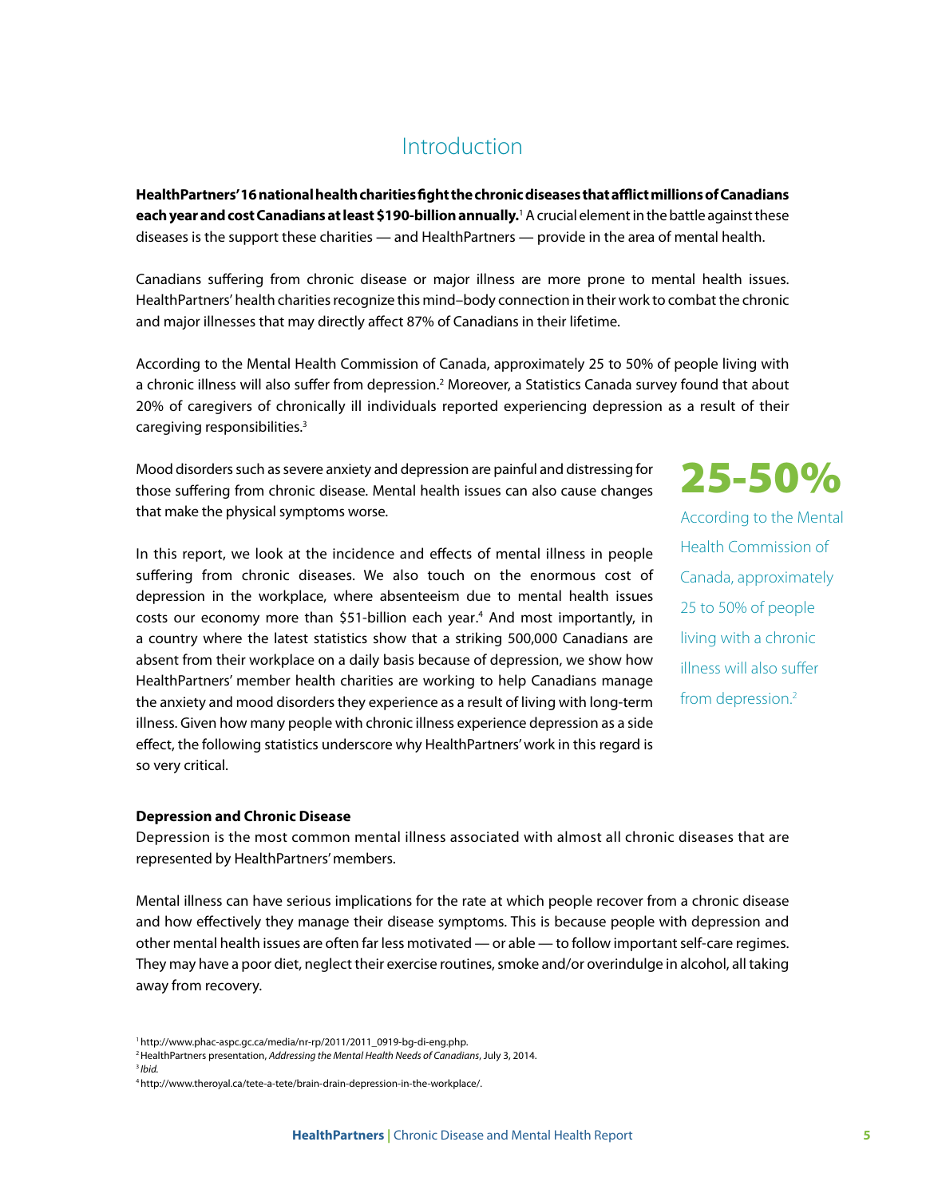## Introduction

**HealthPartners' 16 national health charities fight the chronic diseases that afflict millions of Canadians each year and cost Canadians at least $190-billion annually.**[1] A crucial element in the battle against these diseases is the support these charities — and HealthPartners — provide in the area of mental health.

Canadians suffering from chronic disease or major illness are more prone to mental health issues. HealthPartners' health charities recognize this mind–body connection in their work to combat the chronic and major illnesses that may directly affect 87% of Canadians in their lifetime.

According to the Mental Health Commission of Canada, approximately 25 to 50% of people living with a chronic illness will also suffer from depression.[2] Moreover, a Statistics Canada survey found that about 20% of caregivers of chronically ill individuals reported experiencing depression as a result of their caregiving responsibilities.[3]

Mood disorders such as severe anxiety and depression are painful and distressing for those suffering from chronic disease. Mental health issues can also cause changes that make the physical symptoms worse.

In this report, we look at the incidence and effects of mental illness in people suffering from chronic diseases. We also touch on the enormous cost of depression in the workplace, where absenteeism due to mental health issues costs our economy more than $51-billion each year.[4] And most importantly, in a country where the latest statistics show that a striking 500,000 Canadians are absent from their workplace on a daily basis because of depression, we show how HealthPartners' member health charities are working to help Canadians manage the anxiety and mood disorders they experience as a result of living with long-term illness. Given how many people with chronic illness experience depression as a side effect, the following statistics underscore why HealthPartners' work in this regard is so very critical.

**25-50%**

According to the Mental Health Commission of Canada, approximately 25 to 50% of people living with a chronic illness will also suffer from depression.[2]

**Depression and Chronic Disease**

Depression is the most common mental illness associated with almost all chronic diseases that are represented by HealthPartners' members.

Mental illness can have serious implications for the rate at which people recover from a chronic disease and how effectively they manage their disease symptoms. This is because people with depression and other mental health issues are often far less motivated — or able — to follow important self-care regimes. They may have a poor diet, neglect their exercise routines, smoke and/or overindulge in alcohol, all taking away from recovery.

[1] http://www.phac-aspc.gc.ca/media/nr-rp/2011/2011_0919-bg-di-eng.php.

[2] HealthPartners presentation, *Addressing the Mental Health Needs of Canadians*, July 3, 2014.

[3] *Ibid.*

[4] http://www.theroyal.ca/tete-a-tete/brain-drain-depression-in-the-workplace/.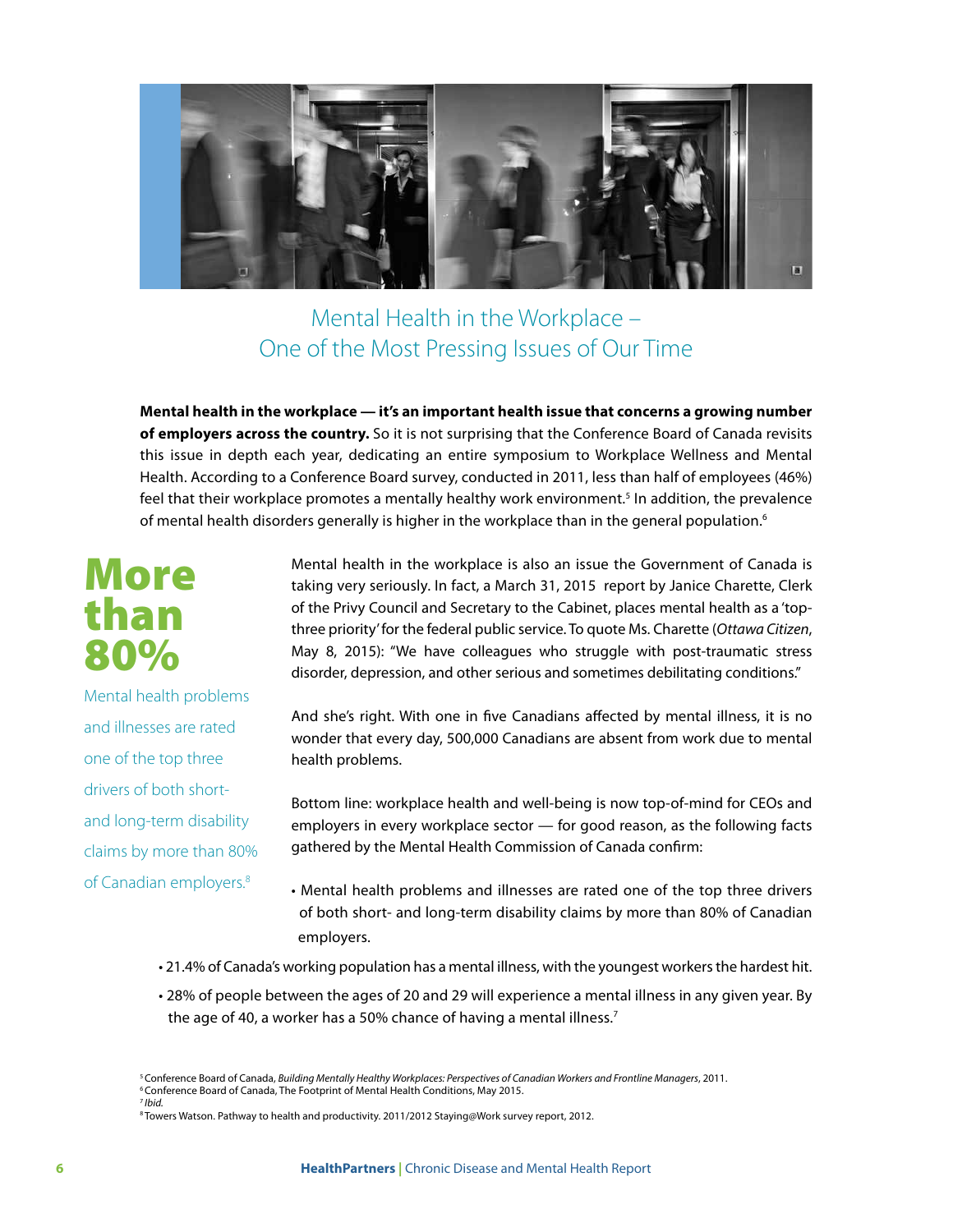## Mental Health in the Workplace – One of the Most Pressing Issues of Our Time

**Mental health in the workplace — it's an important health issue that concerns a growing number of employers across the country.** So it is not surprising that the Conference Board of Canada revisits this issue in depth each year, dedicating an entire symposium to Workplace Wellness and Mental Health. According to a Conference Board survey, conducted in 2011, less than half of employees (46%) feel that their workplace promotes a mentally healthy work environment.[5] In addition, the prevalence of mental health disorders generally is higher in the workplace than in the general population.[6]

**More than 80%**

Mental health problems and illnesses are rated one of the top three drivers of both short- and long-term disability claims by more than 80% of Canadian employers.[8]

Mental health in the workplace is also an issue the Government of Canada is taking very seriously. In fact, a March 31, 2015 report by Janice Charette, Clerk of the Privy Council and Secretary to the Cabinet, places mental health as a 'top-three priority' for the federal public service. To quote Ms. Charette (*Ottawa Citizen*, May 8, 2015): "We have colleagues who struggle with post-traumatic stress disorder, depression, and other serious and sometimes debilitating conditions."

And she's right. With one in five Canadians affected by mental illness, it is no wonder that every day, 500,000 Canadians are absent from work due to mental health problems.

Bottom line: workplace health and well-being is now top-of-mind for CEOs and employers in every workplace sector — for good reason, as the following facts gathered by the Mental Health Commission of Canada confirm:

- Mental health problems and illnesses are rated one of the top three drivers of both short- and long-term disability claims by more than 80% of Canadian employers.
- 21.4% of Canada's working population has a mental illness, with the youngest workers the hardest hit.
- 28% of people between the ages of 20 and 29 will experience a mental illness in any given year. By the age of 40, a worker has a 50% chance of having a mental illness.[7]

[5] Conference Board of Canada, *Building Mentally Healthy Workplaces: Perspectives of Canadian Workers and Frontline Managers*, 2011.
[6] Conference Board of Canada, The Footprint of Mental Health Conditions, May 2015.
[7] *Ibid.*
[8] Towers Watson. Pathway to health and productivity. 2011/2012 Staying@Work survey report, 2012.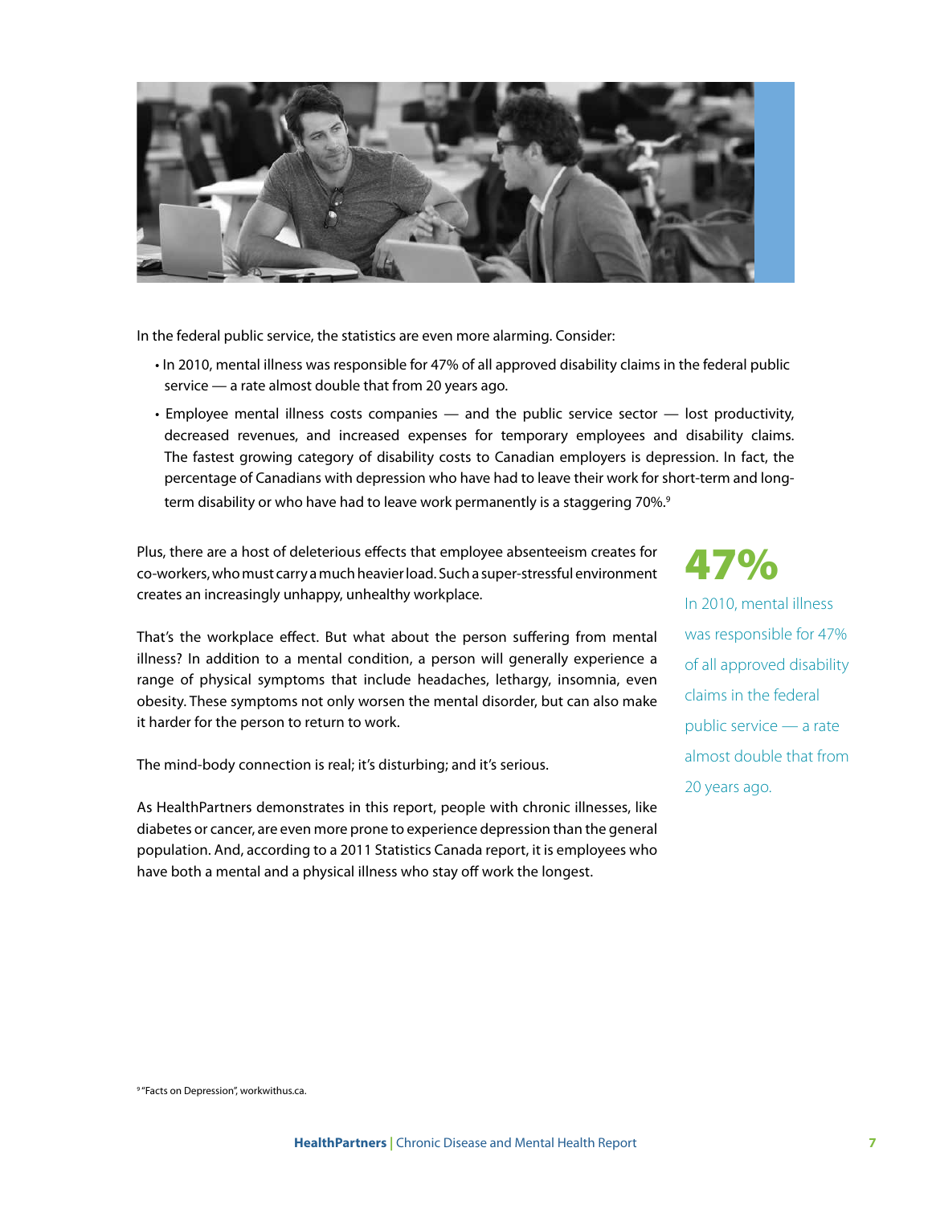In the federal public service, the statistics are even more alarming. Consider:

- In 2010, mental illness was responsible for 47% of all approved disability claims in the federal public service — a rate almost double that from 20 years ago.
- Employee mental illness costs companies — and the public service sector — lost productivity, decreased revenues, and increased expenses for temporary employees and disability claims. The fastest growing category of disability costs to Canadian employers is depression. In fact, the percentage of Canadians with depression who have had to leave their work for short-term and long-term disability or who have had to leave work permanently is a staggering 70%.[9]

Plus, there are a host of deleterious effects that employee absenteeism creates for co-workers, who must carry a much heavier load. Such a super-stressful environment creates an increasingly unhappy, unhealthy workplace.

That's the workplace effect. But what about the person suffering from mental illness? In addition to a mental condition, a person will generally experience a range of physical symptoms that include headaches, lethargy, insomnia, even obesity. These symptoms not only worsen the mental disorder, but can also make it harder for the person to return to work.

The mind-body connection is real; it's disturbing; and it's serious.

As HealthPartners demonstrates in this report, people with chronic illnesses, like diabetes or cancer, are even more prone to experience depression than the general population. And, according to a 2011 Statistics Canada report, it is employees who have both a mental and a physical illness who stay off work the longest.

**47%**

In 2010, mental illness was responsible for 47% of all approved disability claims in the federal public service — a rate almost double that from 20 years ago.

[9] "Facts on Depression", workwithus.ca.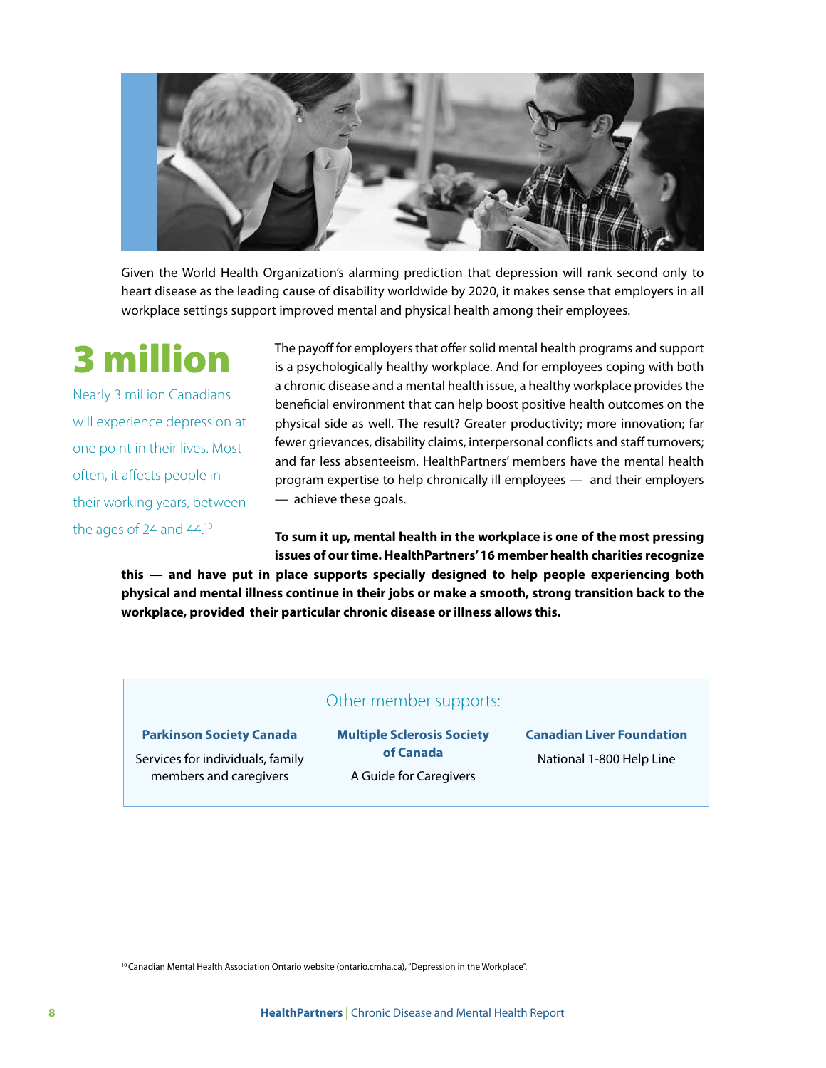Given the World Health Organization's alarming prediction that depression will rank second only to heart disease as the leading cause of disability worldwide by 2020, it makes sense that employers in all workplace settings support improved mental and physical health among their employees.

**3 million**

Nearly 3 million Canadians will experience depression at one point in their lives. Most often, it affects people in their working years, between the ages of 24 and 44.[10]

The payoff for employers that offer solid mental health programs and support is a psychologically healthy workplace. And for employees coping with both a chronic disease and a mental health issue, a healthy workplace provides the beneficial environment that can help boost positive health outcomes on the physical side as well. The result? Greater productivity; more innovation; far fewer grievances, disability claims, interpersonal conflicts and staff turnovers; and far less absenteeism. HealthPartners' members have the mental health program expertise to help chronically ill employees — and their employers — achieve these goals.

**To sum it up, mental health in the workplace is one of the most pressing issues of our time. HealthPartners' 16 member health charities recognize this — and have put in place supports specially designed to help people experiencing both physical and mental illness continue in their jobs or make a smooth, strong transition back to the workplace, provided their particular chronic disease or illness allows this.**

## Other member supports:

**Parkinson Society Canada**

Services for individuals, family members and caregivers

**Multiple Sclerosis Society of Canada**

A Guide for Caregivers

**Canadian Liver Foundation**

National 1-800 Help Line

[10] Canadian Mental Health Association Ontario website (ontario.cmha.ca), "Depression in the Workplace".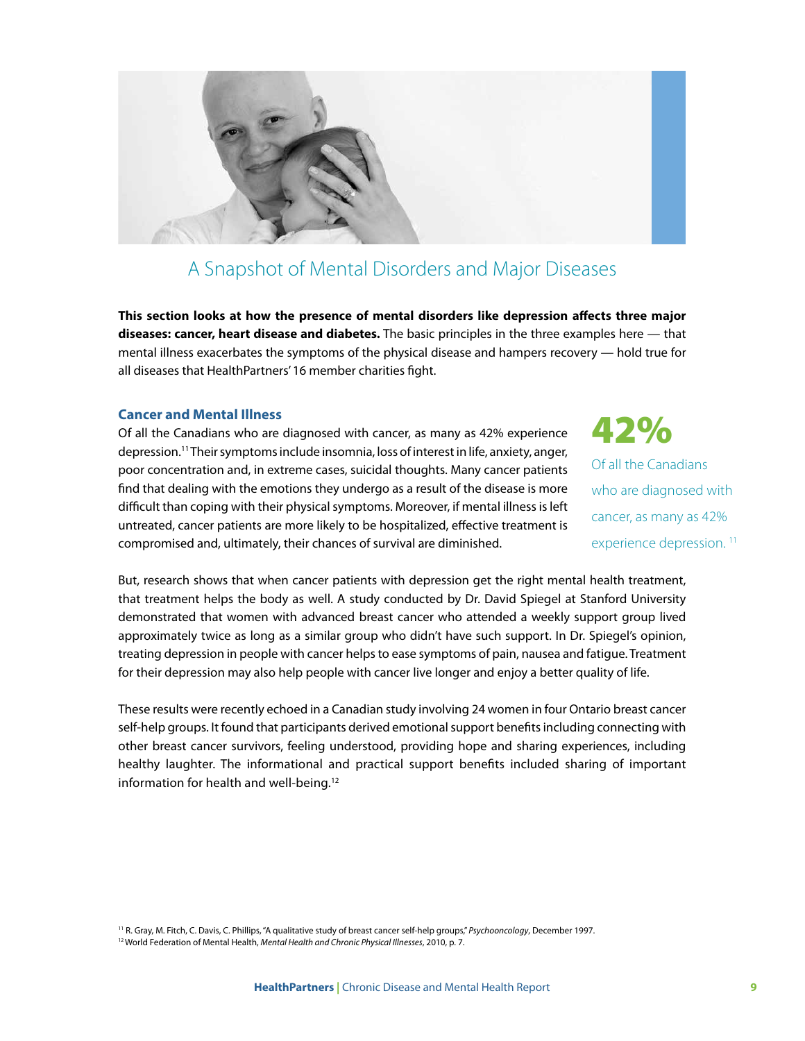## A Snapshot of Mental Disorders and Major Diseases

**This section looks at how the presence of mental disorders like depression affects three major diseases: cancer, heart disease and diabetes.** The basic principles in the three examples here — that mental illness exacerbates the symptoms of the physical disease and hampers recovery — hold true for all diseases that HealthPartners' 16 member charities fight.

### Cancer and Mental Illness

Of all the Canadians who are diagnosed with cancer, as many as 42% experience depression.[11] Their symptoms include insomnia, loss of interest in life, anxiety, anger, poor concentration and, in extreme cases, suicidal thoughts. Many cancer patients find that dealing with the emotions they undergo as a result of the disease is more difficult than coping with their physical symptoms. Moreover, if mental illness is left untreated, cancer patients are more likely to be hospitalized, effective treatment is compromised and, ultimately, their chances of survival are diminished.

**42%**

Of all the Canadians who are diagnosed with cancer, as many as 42% experience depression.[11]

But, research shows that when cancer patients with depression get the right mental health treatment, that treatment helps the body as well. A study conducted by Dr. David Spiegel at Stanford University demonstrated that women with advanced breast cancer who attended a weekly support group lived approximately twice as long as a similar group who didn't have such support. In Dr. Spiegel's opinion, treating depression in people with cancer helps to ease symptoms of pain, nausea and fatigue. Treatment for their depression may also help people with cancer live longer and enjoy a better quality of life.

These results were recently echoed in a Canadian study involving 24 women in four Ontario breast cancer self-help groups. It found that participants derived emotional support benefits including connecting with other breast cancer survivors, feeling understood, providing hope and sharing experiences, including healthy laughter. The informational and practical support benefits included sharing of important information for health and well-being.[12]

[11] R. Gray, M. Fitch, C. Davis, C. Phillips, "A qualitative study of breast cancer self-help groups," *Psychooncology*, December 1997.

[12] World Federation of Mental Health, *Mental Health and Chronic Physical Illnesses*, 2010, p. 7.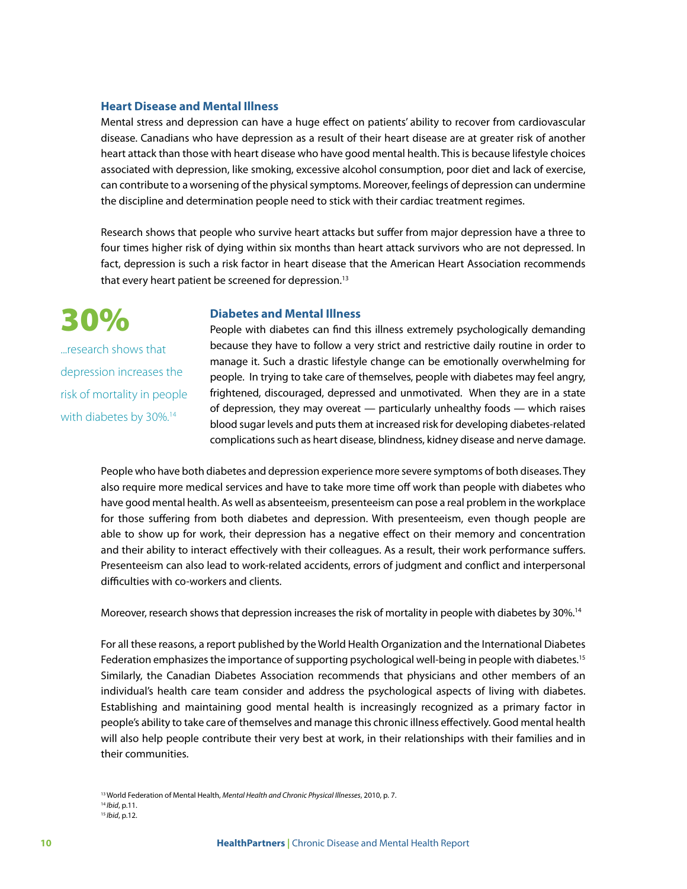### Heart Disease and Mental Illness

Mental stress and depression can have a huge effect on patients' ability to recover from cardiovascular disease. Canadians who have depression as a result of their heart disease are at greater risk of another heart attack than those with heart disease who have good mental health. This is because lifestyle choices associated with depression, like smoking, excessive alcohol consumption, poor diet and lack of exercise, can contribute to a worsening of the physical symptoms. Moreover, feelings of depression can undermine the discipline and determination people need to stick with their cardiac treatment regimes.

Research shows that people who survive heart attacks but suffer from major depression have a three to four times higher risk of dying within six months than heart attack survivors who are not depressed. In fact, depression is such a risk factor in heart disease that the American Heart Association recommends that every heart patient be screened for depression.[13]

**30%**

...research shows that depression increases the risk of mortality in people with diabetes by 30%.[14]

### Diabetes and Mental Illness

People with diabetes can find this illness extremely psychologically demanding because they have to follow a very strict and restrictive daily routine in order to manage it. Such a drastic lifestyle change can be emotionally overwhelming for people. In trying to take care of themselves, people with diabetes may feel angry, frightened, discouraged, depressed and unmotivated. When they are in a state of depression, they may overeat — particularly unhealthy foods — which raises blood sugar levels and puts them at increased risk for developing diabetes-related complications such as heart disease, blindness, kidney disease and nerve damage.

People who have both diabetes and depression experience more severe symptoms of both diseases. They also require more medical services and have to take more time off work than people with diabetes who have good mental health. As well as absenteeism, presenteeism can pose a real problem in the workplace for those suffering from both diabetes and depression. With presenteeism, even though people are able to show up for work, their depression has a negative effect on their memory and concentration and their ability to interact effectively with their colleagues. As a result, their work performance suffers. Presenteeism can also lead to work-related accidents, errors of judgment and conflict and interpersonal difficulties with co-workers and clients.

Moreover, research shows that depression increases the risk of mortality in people with diabetes by 30%.[14]

For all these reasons, a report published by the World Health Organization and the International Diabetes Federation emphasizes the importance of supporting psychological well-being in people with diabetes.[15] Similarly, the Canadian Diabetes Association recommends that physicians and other members of an individual's health care team consider and address the psychological aspects of living with diabetes. Establishing and maintaining good mental health is increasingly recognized as a primary factor in people's ability to take care of themselves and manage this chronic illness effectively. Good mental health will also help people contribute their very best at work, in their relationships with their families and in their communities.

[13] World Federation of Mental Health, *Mental Health and Chronic Physical Illnesses*, 2010, p. 7.
[14] *Ibid*, p.11.
[15] *Ibid*, p.12.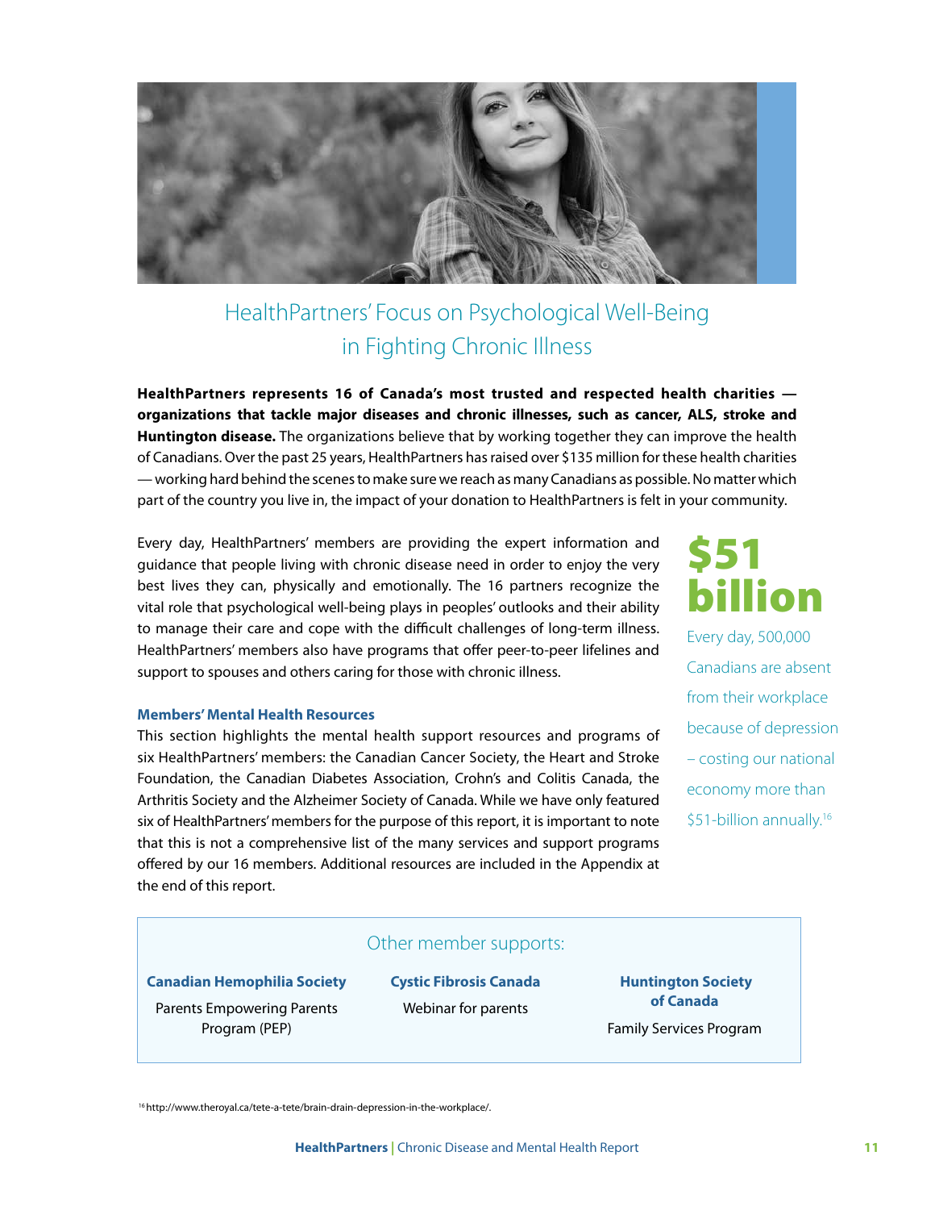# HealthPartners' Focus on Psychological Well-Being in Fighting Chronic Illness

**HealthPartners represents 16 of Canada's most trusted and respected health charities — organizations that tackle major diseases and chronic illnesses, such as cancer, ALS, stroke and Huntington disease.** The organizations believe that by working together they can improve the health of Canadians. Over the past 25 years, HealthPartners has raised over $135 million for these health charities — working hard behind the scenes to make sure we reach as many Canadians as possible. No matter which part of the country you live in, the impact of your donation to HealthPartners is felt in your community.

Every day, HealthPartners' members are providing the expert information and guidance that people living with chronic disease need in order to enjoy the very best lives they can, physically and emotionally. The 16 partners recognize the vital role that psychological well-being plays in peoples' outlooks and their ability to manage their care and cope with the difficult challenges of long-term illness. HealthPartners' members also have programs that offer peer-to-peer lifelines and support to spouses and others caring for those with chronic illness.

**$51 billion**

Every day, 500,000 Canadians are absent from their workplace because of depression – costing our national economy more than $51-billion annually.[16]

### Members' Mental Health Resources

This section highlights the mental health support resources and programs of six HealthPartners' members: the Canadian Cancer Society, the Heart and Stroke Foundation, the Canadian Diabetes Association, Crohn's and Colitis Canada, the Arthritis Society and the Alzheimer Society of Canada. While we have only featured six of HealthPartners' members for the purpose of this report, it is important to note that this is not a comprehensive list of the many services and support programs offered by our 16 members. Additional resources are included in the Appendix at the end of this report.

### Other member supports:

**Canadian Hemophilia Society**
Parents Empowering Parents Program (PEP)

**Cystic Fibrosis Canada**
Webinar for parents

**Huntington Society of Canada**
Family Services Program

[16] http://www.theroyal.ca/tete-a-tete/brain-drain-depression-in-the-workplace/.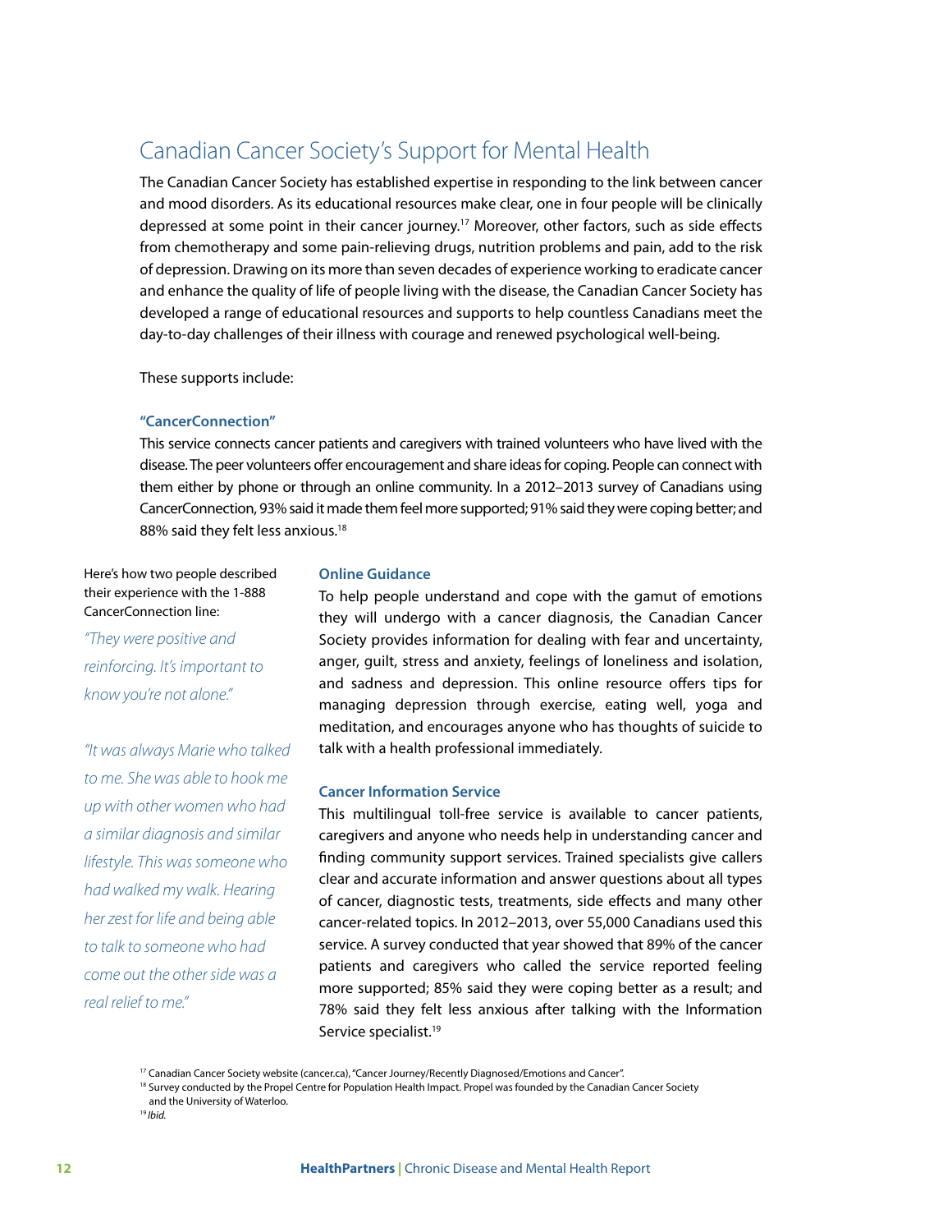## Canadian Cancer Society's Support for Mental Health

The Canadian Cancer Society has established expertise in responding to the link between cancer and mood disorders. As its educational resources make clear, one in four people will be clinically depressed at some point in their cancer journey.[17] Moreover, other factors, such as side effects from chemotherapy and some pain-relieving drugs, nutrition problems and pain, add to the risk of depression. Drawing on its more than seven decades of experience working to eradicate cancer and enhance the quality of life of people living with the disease, the Canadian Cancer Society has developed a range of educational resources and supports to help countless Canadians meet the day-to-day challenges of their illness with courage and renewed psychological well-being.

These supports include:

#### "CancerConnection"

This service connects cancer patients and caregivers with trained volunteers who have lived with the disease. The peer volunteers offer encouragement and share ideas for coping. People can connect with them either by phone or through an online community. In a 2012–2013 survey of Canadians using CancerConnection, 93% said it made them feel more supported; 91% said they were coping better; and 88% said they felt less anxious.[18]

#### Online Guidance

To help people understand and cope with the gamut of emotions they will undergo with a cancer diagnosis, the Canadian Cancer Society provides information for dealing with fear and uncertainty, anger, guilt, stress and anxiety, feelings of loneliness and isolation, and sadness and depression. This online resource offers tips for managing depression through exercise, eating well, yoga and meditation, and encourages anyone who has thoughts of suicide to talk with a health professional immediately.

#### Cancer Information Service

This multilingual toll-free service is available to cancer patients, caregivers and anyone who needs help in understanding cancer and finding community support services. Trained specialists give callers clear and accurate information and answer questions about all types of cancer, diagnostic tests, treatments, side effects and many other cancer-related topics. In 2012–2013, over 55,000 Canadians used this service. A survey conducted that year showed that 89% of the cancer patients and caregivers who called the service reported feeling more supported; 85% said they were coping better as a result; and 78% said they felt less anxious after talking with the Information Service specialist.[19]

Here's how two people described their experience with the 1-888 CancerConnection line:

*"They were positive and reinforcing. It's important to know you're not alone."*

*"It was always Marie who talked to me. She was able to hook me up with other women who had a similar diagnosis and similar lifestyle. This was someone who had walked my walk. Hearing her zest for life and being able to talk to someone who had come out the other side was a real relief to me."*

---

[17] Canadian Cancer Society website (cancer.ca), "Cancer Journey/Recently Diagnosed/Emotions and Cancer".

[18] Survey conducted by the Propel Centre for Population Health Impact. Propel was founded by the Canadian Cancer Society and the University of Waterloo.

[19] *Ibid.*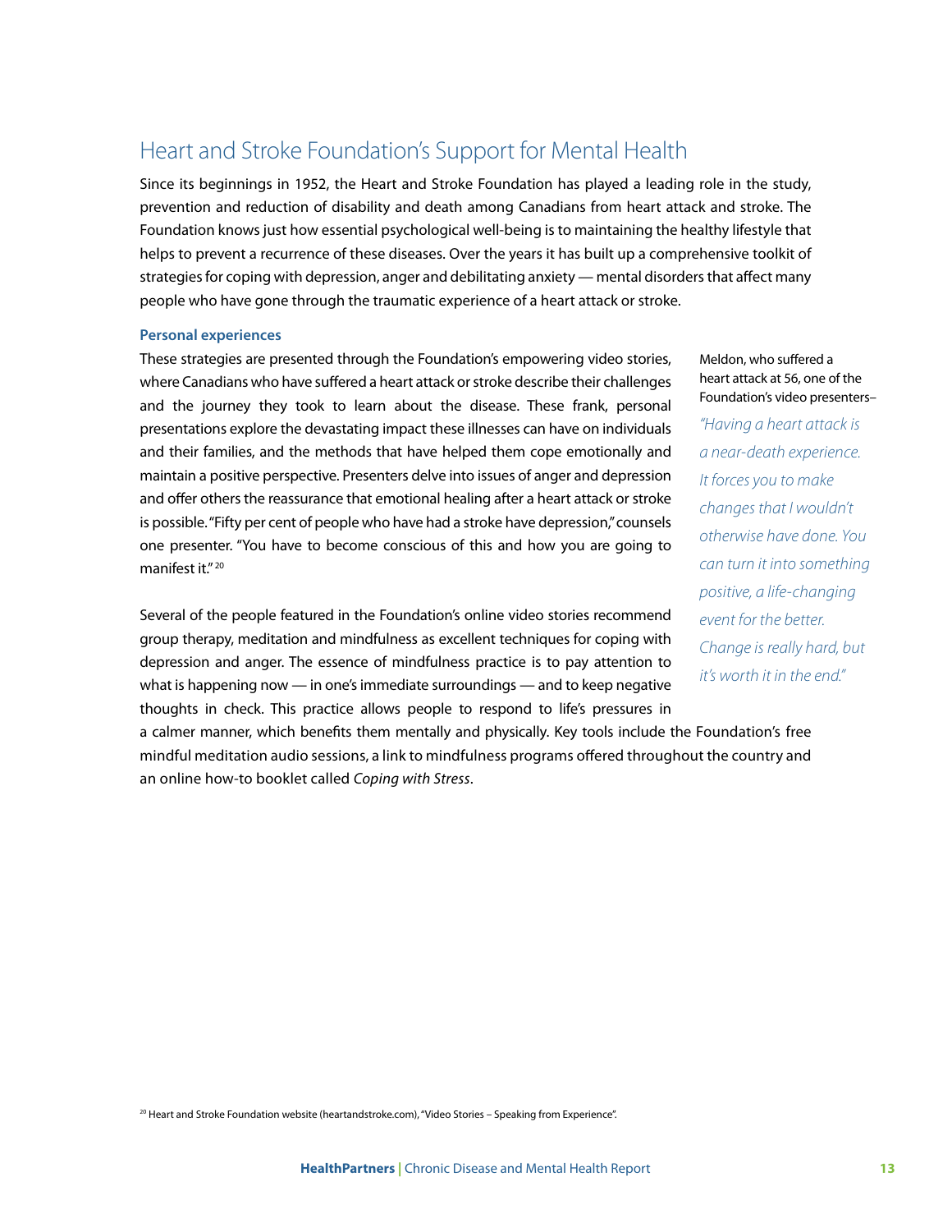## Heart and Stroke Foundation's Support for Mental Health

Since its beginnings in 1952, the Heart and Stroke Foundation has played a leading role in the study, prevention and reduction of disability and death among Canadians from heart attack and stroke. The Foundation knows just how essential psychological well-being is to maintaining the healthy lifestyle that helps to prevent a recurrence of these diseases. Over the years it has built up a comprehensive toolkit of strategies for coping with depression, anger and debilitating anxiety — mental disorders that affect many people who have gone through the traumatic experience of a heart attack or stroke.

### Personal experiences

These strategies are presented through the Foundation's empowering video stories, where Canadians who have suffered a heart attack or stroke describe their challenges and the journey they took to learn about the disease. These frank, personal presentations explore the devastating impact these illnesses can have on individuals and their families, and the methods that have helped them cope emotionally and maintain a positive perspective. Presenters delve into issues of anger and depression and offer others the reassurance that emotional healing after a heart attack or stroke is possible. "Fifty per cent of people who have had a stroke have depression," counsels one presenter. "You have to become conscious of this and how you are going to manifest it."[20]

Several of the people featured in the Foundation's online video stories recommend group therapy, meditation and mindfulness as excellent techniques for coping with depression and anger. The essence of mindfulness practice is to pay attention to what is happening now — in one's immediate surroundings — and to keep negative thoughts in check. This practice allows people to respond to life's pressures in a calmer manner, which benefits them mentally and physically. Key tools include the Foundation's free mindful meditation audio sessions, a link to mindfulness programs offered throughout the country and an online how-to booklet called *Coping with Stress*.

Meldon, who suffered a heart attack at 56, one of the Foundation's video presenters–

*"Having a heart attack is a near-death experience. It forces you to make changes that I wouldn't otherwise have done. You can turn it into something positive, a life-changing event for the better. Change is really hard, but it's worth it in the end."*

[20] Heart and Stroke Foundation website (heartandstroke.com), "Video Stories – Speaking from Experience".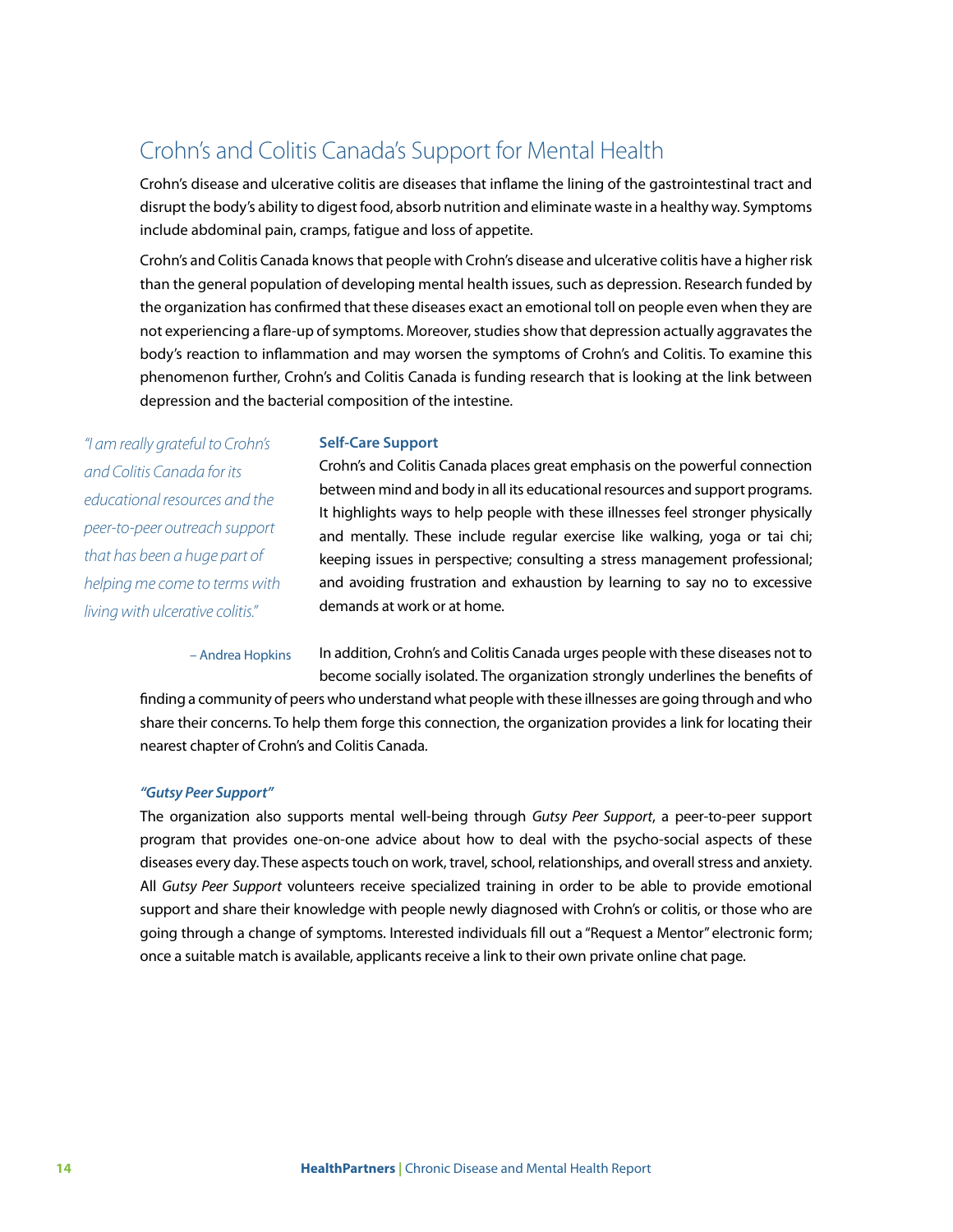## Crohn's and Colitis Canada's Support for Mental Health

Crohn's disease and ulcerative colitis are diseases that inflame the lining of the gastrointestinal tract and disrupt the body's ability to digest food, absorb nutrition and eliminate waste in a healthy way. Symptoms include abdominal pain, cramps, fatigue and loss of appetite.

Crohn's and Colitis Canada knows that people with Crohn's disease and ulcerative colitis have a higher risk than the general population of developing mental health issues, such as depression. Research funded by the organization has confirmed that these diseases exact an emotional toll on people even when they are not experiencing a flare-up of symptoms. Moreover, studies show that depression actually aggravates the body's reaction to inflammation and may worsen the symptoms of Crohn's and Colitis. To examine this phenomenon further, Crohn's and Colitis Canada is funding research that is looking at the link between depression and the bacterial composition of the intestine.

> *"I am really grateful to Crohn's and Colitis Canada for its educational resources and the peer-to-peer outreach support that has been a huge part of helping me come to terms with living with ulcerative colitis."*
>
> – Andrea Hopkins

### Self-Care Support

Crohn's and Colitis Canada places great emphasis on the powerful connection between mind and body in all its educational resources and support programs. It highlights ways to help people with these illnesses feel stronger physically and mentally. These include regular exercise like walking, yoga or tai chi; keeping issues in perspective; consulting a stress management professional; and avoiding frustration and exhaustion by learning to say no to excessive demands at work or at home.

In addition, Crohn's and Colitis Canada urges people with these diseases not to become socially isolated. The organization strongly underlines the benefits of finding a community of peers who understand what people with these illnesses are going through and who share their concerns. To help them forge this connection, the organization provides a link for locating their nearest chapter of Crohn's and Colitis Canada.

### *"Gutsy Peer Support"*

The organization also supports mental well-being through *Gutsy Peer Support*, a peer-to-peer support program that provides one-on-one advice about how to deal with the psycho-social aspects of these diseases every day. These aspects touch on work, travel, school, relationships, and overall stress and anxiety. All *Gutsy Peer Support* volunteers receive specialized training in order to be able to provide emotional support and share their knowledge with people newly diagnosed with Crohn's or colitis, or those who are going through a change of symptoms. Interested individuals fill out a "Request a Mentor" electronic form; once a suitable match is available, applicants receive a link to their own private online chat page.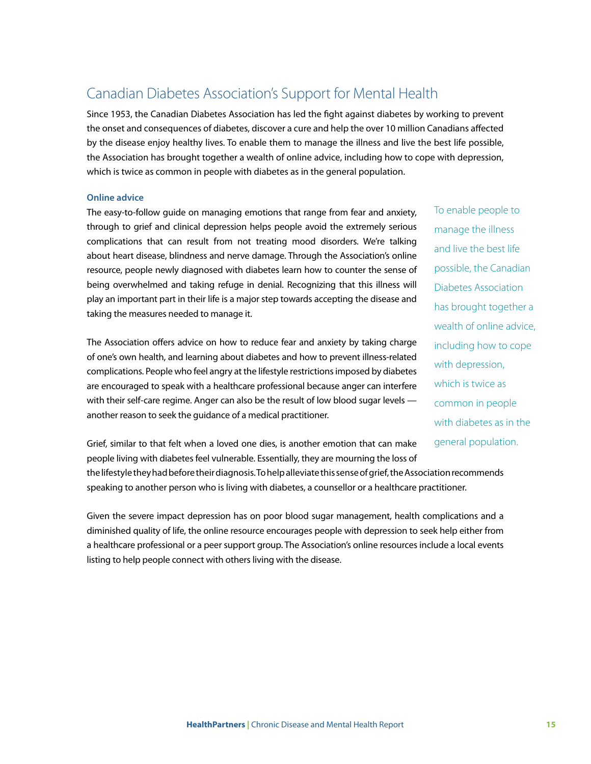## Canadian Diabetes Association's Support for Mental Health

Since 1953, the Canadian Diabetes Association has led the fight against diabetes by working to prevent the onset and consequences of diabetes, discover a cure and help the over 10 million Canadians affected by the disease enjoy healthy lives. To enable them to manage the illness and live the best life possible, the Association has brought together a wealth of online advice, including how to cope with depression, which is twice as common in people with diabetes as in the general population.

### Online advice

The easy-to-follow guide on managing emotions that range from fear and anxiety, through to grief and clinical depression helps people avoid the extremely serious complications that can result from not treating mood disorders. We're talking about heart disease, blindness and nerve damage. Through the Association's online resource, people newly diagnosed with diabetes learn how to counter the sense of being overwhelmed and taking refuge in denial. Recognizing that this illness will play an important part in their life is a major step towards accepting the disease and taking the measures needed to manage it.

> To enable people to manage the illness and live the best life possible, the Canadian Diabetes Association has brought together a wealth of online advice, including how to cope with depression, which is twice as common in people with diabetes as in the general population.

The Association offers advice on how to reduce fear and anxiety by taking charge of one's own health, and learning about diabetes and how to prevent illness-related complications. People who feel angry at the lifestyle restrictions imposed by diabetes are encouraged to speak with a healthcare professional because anger can interfere with their self-care regime. Anger can also be the result of low blood sugar levels — another reason to seek the guidance of a medical practitioner.

Grief, similar to that felt when a loved one dies, is another emotion that can make people living with diabetes feel vulnerable. Essentially, they are mourning the loss of the lifestyle they had before their diagnosis. To help alleviate this sense of grief, the Association recommends speaking to another person who is living with diabetes, a counsellor or a healthcare practitioner.

Given the severe impact depression has on poor blood sugar management, health complications and a diminished quality of life, the online resource encourages people with depression to seek help either from a healthcare professional or a peer support group. The Association's online resources include a local events listing to help people connect with others living with the disease.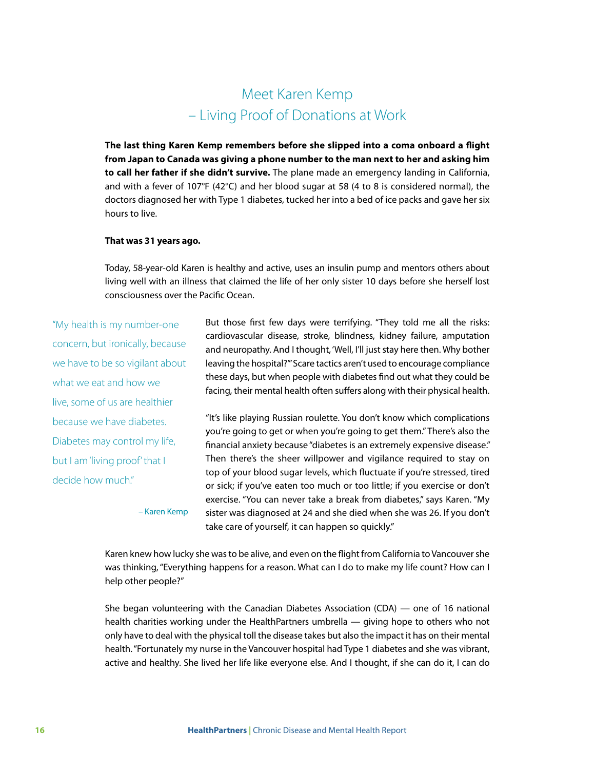# Meet Karen Kemp – Living Proof of Donations at Work

**The last thing Karen Kemp remembers before she slipped into a coma onboard a flight from Japan to Canada was giving a phone number to the man next to her and asking him to call her father if she didn't survive.** The plane made an emergency landing in California, and with a fever of 107°F (42°C) and her blood sugar at 58 (4 to 8 is considered normal), the doctors diagnosed her with Type 1 diabetes, tucked her into a bed of ice packs and gave her six hours to live.

**That was 31 years ago.**

Today, 58-year-old Karen is healthy and active, uses an insulin pump and mentors others about living well with an illness that claimed the life of her only sister 10 days before she herself lost consciousness over the Pacific Ocean.

> "My health is my number-one concern, but ironically, because we have to be so vigilant about what we eat and how we live, some of us are healthier because we have diabetes. Diabetes may control my life, but I am 'living proof' that I decide how much."
>
> – Karen Kemp

But those first few days were terrifying. "They told me all the risks: cardiovascular disease, stroke, blindness, kidney failure, amputation and neuropathy. And I thought, 'Well, I'll just stay here then. Why bother leaving the hospital?'" Scare tactics aren't used to encourage compliance these days, but when people with diabetes find out what they could be facing, their mental health often suffers along with their physical health.

"It's like playing Russian roulette. You don't know which complications you're going to get or when you're going to get them." There's also the financial anxiety because "diabetes is an extremely expensive disease." Then there's the sheer willpower and vigilance required to stay on top of your blood sugar levels, which fluctuate if you're stressed, tired or sick; if you've eaten too much or too little; if you exercise or don't exercise. "You can never take a break from diabetes," says Karen. "My sister was diagnosed at 24 and she died when she was 26. If you don't take care of yourself, it can happen so quickly."

Karen knew how lucky she was to be alive, and even on the flight from California to Vancouver she was thinking, "Everything happens for a reason. What can I do to make my life count? How can I help other people?"

She began volunteering with the Canadian Diabetes Association (CDA) — one of 16 national health charities working under the HealthPartners umbrella — giving hope to others who not only have to deal with the physical toll the disease takes but also the impact it has on their mental health. "Fortunately my nurse in the Vancouver hospital had Type 1 diabetes and she was vibrant, active and healthy. She lived her life like everyone else. And I thought, if she can do it, I can do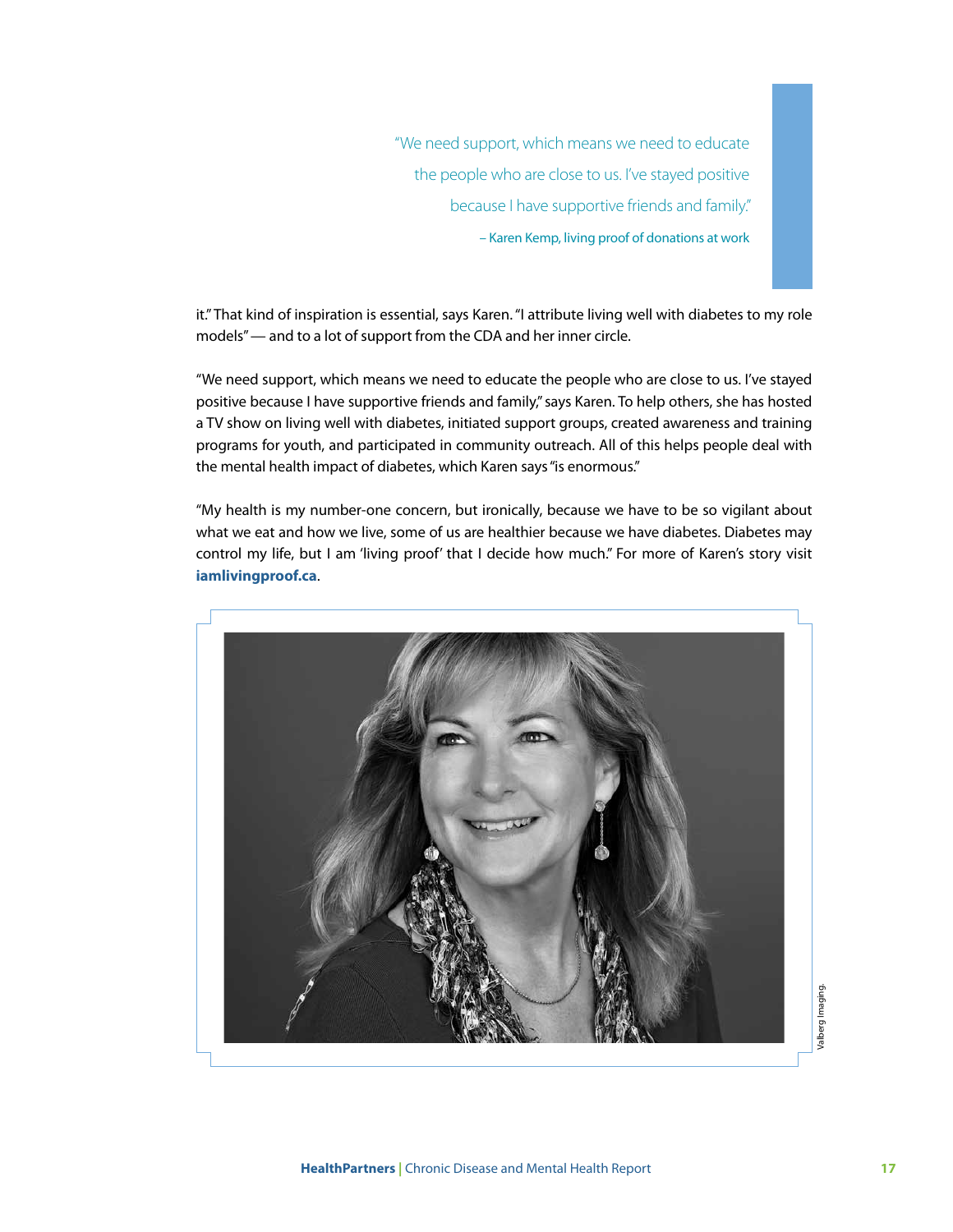> "We need support, which means we need to educate the people who are close to us. I've stayed positive because I have supportive friends and family."
>
> – Karen Kemp, living proof of donations at work

it." That kind of inspiration is essential, says Karen. "I attribute living well with diabetes to my role models" — and to a lot of support from the CDA and her inner circle.

"We need support, which means we need to educate the people who are close to us. I've stayed positive because I have supportive friends and family," says Karen. To help others, she has hosted a TV show on living well with diabetes, initiated support groups, created awareness and training programs for youth, and participated in community outreach. All of this helps people deal with the mental health impact of diabetes, which Karen says "is enormous."

"My health is my number-one concern, but ironically, because we have to be so vigilant about what we eat and how we live, some of us are healthier because we have diabetes. Diabetes may control my life, but I am 'living proof' that I decide how much." For more of Karen's story visit **iamlivingproof.ca**.

Valberg Imaging.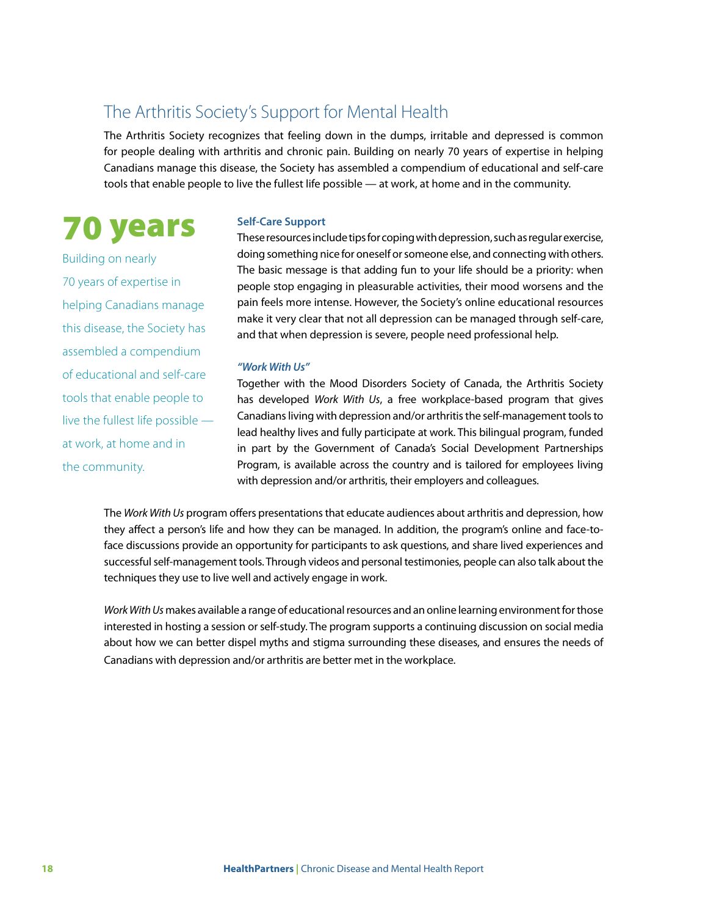## The Arthritis Society's Support for Mental Health

The Arthritis Society recognizes that feeling down in the dumps, irritable and depressed is common for people dealing with arthritis and chronic pain. Building on nearly 70 years of expertise in helping Canadians manage this disease, the Society has assembled a compendium of educational and self-care tools that enable people to live the fullest life possible — at work, at home and in the community.

**70 years**

Building on nearly 70 years of expertise in helping Canadians manage this disease, the Society has assembled a compendium of educational and self-care tools that enable people to live the fullest life possible — at work, at home and in the community.

### Self-Care Support

These resources include tips for coping with depression, such as regular exercise, doing something nice for oneself or someone else, and connecting with others. The basic message is that adding fun to your life should be a priority: when people stop engaging in pleasurable activities, their mood worsens and the pain feels more intense. However, the Society's online educational resources make it very clear that not all depression can be managed through self-care, and that when depression is severe, people need professional help.

### *"Work With Us"*

Together with the Mood Disorders Society of Canada, the Arthritis Society has developed *Work With Us*, a free workplace-based program that gives Canadians living with depression and/or arthritis the self-management tools to lead healthy lives and fully participate at work. This bilingual program, funded in part by the Government of Canada's Social Development Partnerships Program, is available across the country and is tailored for employees living with depression and/or arthritis, their employers and colleagues.

The *Work With Us* program offers presentations that educate audiences about arthritis and depression, how they affect a person's life and how they can be managed. In addition, the program's online and face-to-face discussions provide an opportunity for participants to ask questions, and share lived experiences and successful self-management tools. Through videos and personal testimonies, people can also talk about the techniques they use to live well and actively engage in work.

*Work With Us* makes available a range of educational resources and an online learning environment for those interested in hosting a session or self-study. The program supports a continuing discussion on social media about how we can better dispel myths and stigma surrounding these diseases, and ensures the needs of Canadians with depression and/or arthritis are better met in the workplace.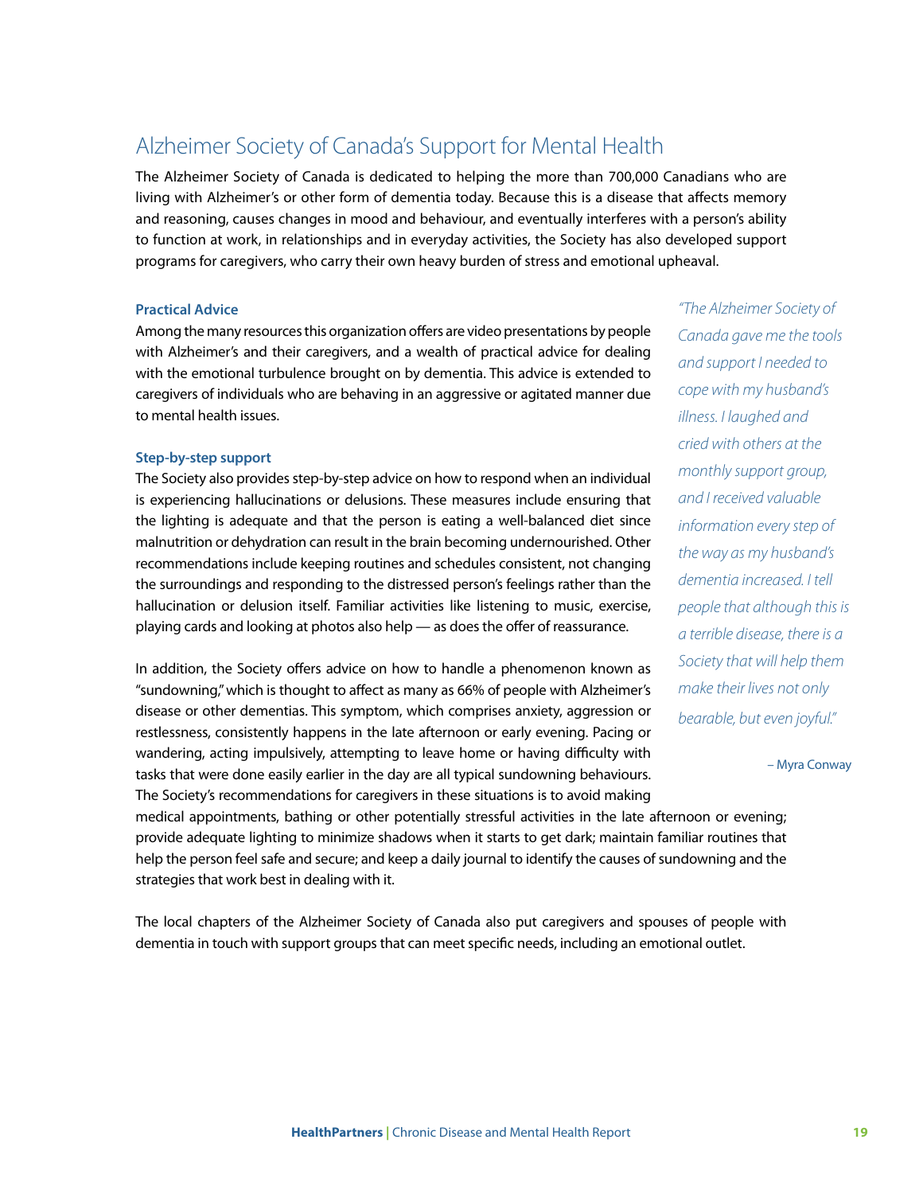## Alzheimer Society of Canada's Support for Mental Health

The Alzheimer Society of Canada is dedicated to helping the more than 700,000 Canadians who are living with Alzheimer's or other form of dementia today. Because this is a disease that affects memory and reasoning, causes changes in mood and behaviour, and eventually interferes with a person's ability to function at work, in relationships and in everyday activities, the Society has also developed support programs for caregivers, who carry their own heavy burden of stress and emotional upheaval.

### Practical Advice

Among the many resources this organization offers are video presentations by people with Alzheimer's and their caregivers, and a wealth of practical advice for dealing with the emotional turbulence brought on by dementia. This advice is extended to caregivers of individuals who are behaving in an aggressive or agitated manner due to mental health issues.

### Step-by-step support

The Society also provides step-by-step advice on how to respond when an individual is experiencing hallucinations or delusions. These measures include ensuring that the lighting is adequate and that the person is eating a well-balanced diet since malnutrition or dehydration can result in the brain becoming undernourished. Other recommendations include keeping routines and schedules consistent, not changing the surroundings and responding to the distressed person's feelings rather than the hallucination or delusion itself. Familiar activities like listening to music, exercise, playing cards and looking at photos also help — as does the offer of reassurance.

In addition, the Society offers advice on how to handle a phenomenon known as "sundowning," which is thought to affect as many as 66% of people with Alzheimer's disease or other dementias. This symptom, which comprises anxiety, aggression or restlessness, consistently happens in the late afternoon or early evening. Pacing or wandering, acting impulsively, attempting to leave home or having difficulty with tasks that were done easily earlier in the day are all typical sundowning behaviours. The Society's recommendations for caregivers in these situations is to avoid making medical appointments, bathing or other potentially stressful activities in the late afternoon or evening; provide adequate lighting to minimize shadows when it starts to get dark; maintain familiar routines that help the person feel safe and secure; and keep a daily journal to identify the causes of sundowning and the strategies that work best in dealing with it.

The local chapters of the Alzheimer Society of Canada also put caregivers and spouses of people with dementia in touch with support groups that can meet specific needs, including an emotional outlet.

> *"The Alzheimer Society of Canada gave me the tools and support I needed to cope with my husband's illness. I laughed and cried with others at the monthly support group, and I received valuable information every step of the way as my husband's dementia increased. I tell people that although this is a terrible disease, there is a Society that will help them make their lives not only bearable, but even joyful."*
>
> – Myra Conway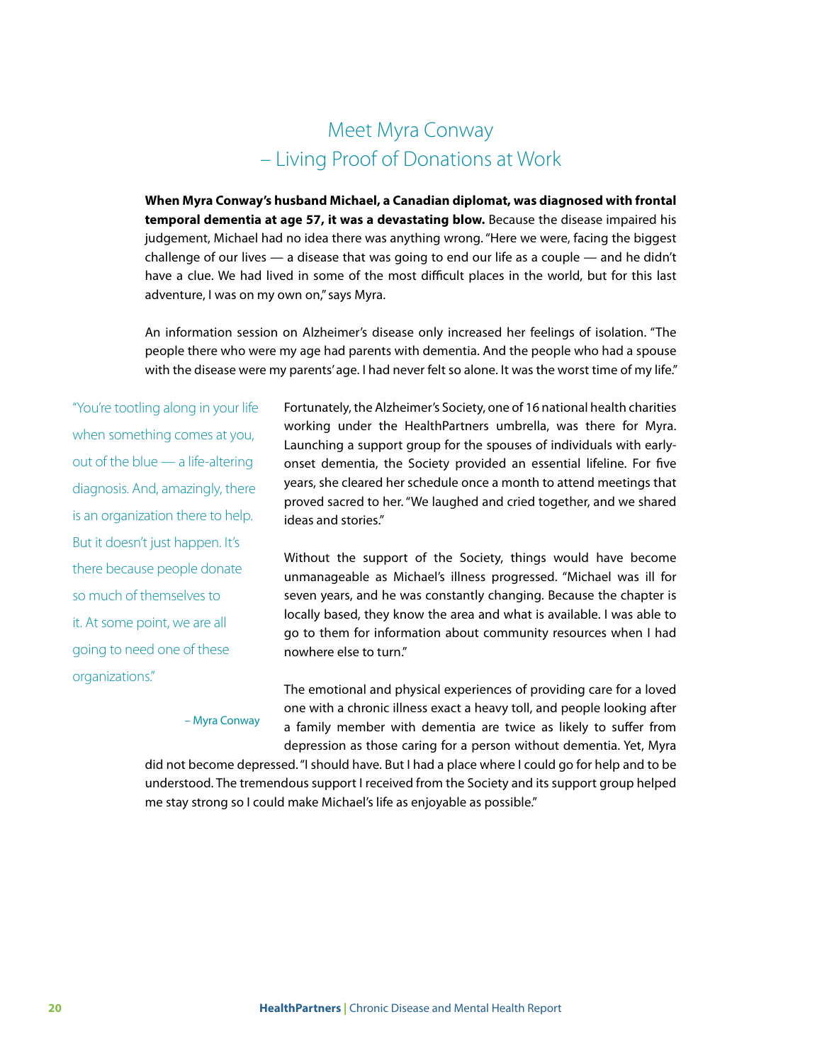# Meet Myra Conway – Living Proof of Donations at Work

**When Myra Conway's husband Michael, a Canadian diplomat, was diagnosed with frontal temporal dementia at age 57, it was a devastating blow.** Because the disease impaired his judgement, Michael had no idea there was anything wrong. "Here we were, facing the biggest challenge of our lives — a disease that was going to end our life as a couple — and he didn't have a clue. We had lived in some of the most difficult places in the world, but for this last adventure, I was on my own on," says Myra.

An information session on Alzheimer's disease only increased her feelings of isolation. "The people there who were my age had parents with dementia. And the people who had a spouse with the disease were my parents' age. I had never felt so alone. It was the worst time of my life."

> "You're tootling along in your life when something comes at you, out of the blue — a life-altering diagnosis. And, amazingly, there is an organization there to help. But it doesn't just happen. It's there because people donate so much of themselves to it. At some point, we are all going to need one of these organizations."
>
> – Myra Conway

Fortunately, the Alzheimer's Society, one of 16 national health charities working under the HealthPartners umbrella, was there for Myra. Launching a support group for the spouses of individuals with early-onset dementia, the Society provided an essential lifeline. For five years, she cleared her schedule once a month to attend meetings that proved sacred to her. "We laughed and cried together, and we shared ideas and stories."

Without the support of the Society, things would have become unmanageable as Michael's illness progressed. "Michael was ill for seven years, and he was constantly changing. Because the chapter is locally based, they know the area and what is available. I was able to go to them for information about community resources when I had nowhere else to turn."

The emotional and physical experiences of providing care for a loved one with a chronic illness exact a heavy toll, and people looking after a family member with dementia are twice as likely to suffer from depression as those caring for a person without dementia. Yet, Myra did not become depressed. "I should have. But I had a place where I could go for help and to be understood. The tremendous support I received from the Society and its support group helped me stay strong so I could make Michael's life as enjoyable as possible."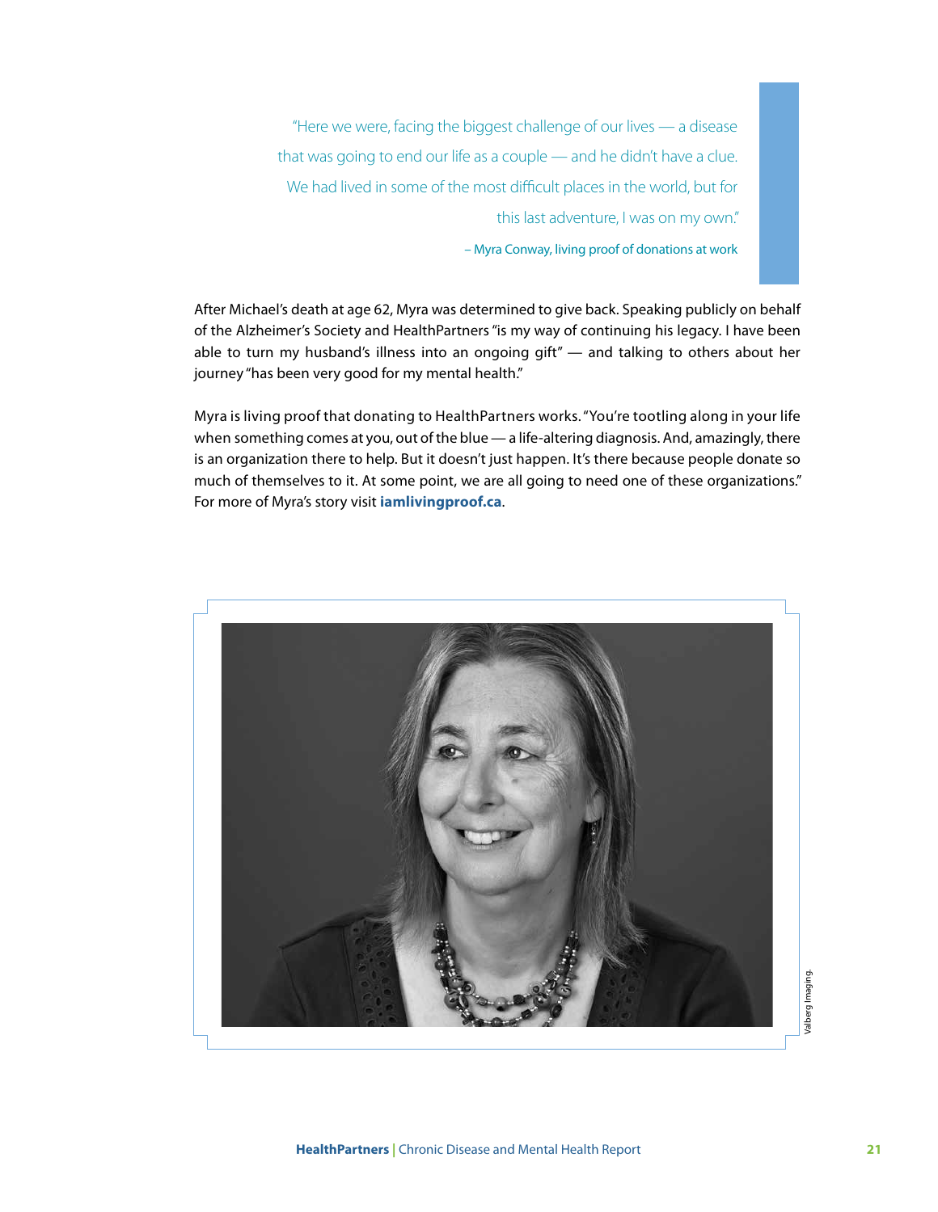> "Here we were, facing the biggest challenge of our lives — a disease that was going to end our life as a couple — and he didn't have a clue. We had lived in some of the most difficult places in the world, but for this last adventure, I was on my own."
>
> – Myra Conway, living proof of donations at work

After Michael's death at age 62, Myra was determined to give back. Speaking publicly on behalf of the Alzheimer's Society and HealthPartners "is my way of continuing his legacy. I have been able to turn my husband's illness into an ongoing gift" — and talking to others about her journey "has been very good for my mental health."

Myra is living proof that donating to HealthPartners works. "You're tootling along in your life when something comes at you, out of the blue — a life-altering diagnosis. And, amazingly, there is an organization there to help. But it doesn't just happen. It's there because people donate so much of themselves to it. At some point, we are all going to need one of these organizations." For more of Myra's story visit **iamlivingproof.ca**.

Valberg Imaging.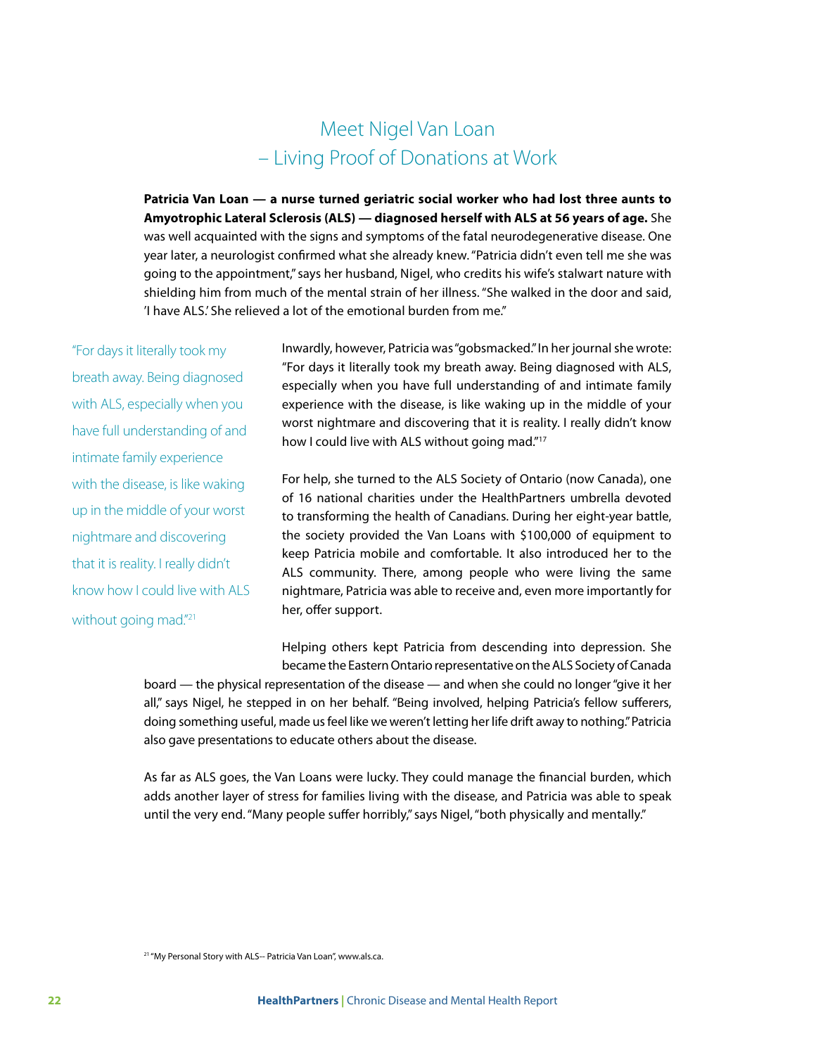# Meet Nigel Van Loan – Living Proof of Donations at Work

**Patricia Van Loan — a nurse turned geriatric social worker who had lost three aunts to Amyotrophic Lateral Sclerosis (ALS) — diagnosed herself with ALS at 56 years of age.** She was well acquainted with the signs and symptoms of the fatal neurodegenerative disease. One year later, a neurologist confirmed what she already knew. "Patricia didn't even tell me she was going to the appointment," says her husband, Nigel, who credits his wife's stalwart nature with shielding him from much of the mental strain of her illness. "She walked in the door and said, 'I have ALS.' She relieved a lot of the emotional burden from me."

> "For days it literally took my breath away. Being diagnosed with ALS, especially when you have full understanding of and intimate family experience with the disease, is like waking up in the middle of your worst nightmare and discovering that it is reality. I really didn't know how I could live with ALS without going mad."[21]

Inwardly, however, Patricia was "gobsmacked." In her journal she wrote: "For days it literally took my breath away. Being diagnosed with ALS, especially when you have full understanding of and intimate family experience with the disease, is like waking up in the middle of your worst nightmare and discovering that it is reality. I really didn't know how I could live with ALS without going mad."[17]

For help, she turned to the ALS Society of Ontario (now Canada), one of 16 national charities under the HealthPartners umbrella devoted to transforming the health of Canadians. During her eight-year battle, the society provided the Van Loans with $100,000 of equipment to keep Patricia mobile and comfortable. It also introduced her to the ALS community. There, among people who were living the same nightmare, Patricia was able to receive and, even more importantly for her, offer support.

Helping others kept Patricia from descending into depression. She became the Eastern Ontario representative on the ALS Society of Canada board — the physical representation of the disease — and when she could no longer "give it her all," says Nigel, he stepped in on her behalf. "Being involved, helping Patricia's fellow sufferers, doing something useful, made us feel like we weren't letting her life drift away to nothing." Patricia also gave presentations to educate others about the disease.

As far as ALS goes, the Van Loans were lucky. They could manage the financial burden, which adds another layer of stress for families living with the disease, and Patricia was able to speak until the very end. "Many people suffer horribly," says Nigel, "both physically and mentally."

[21] "My Personal Story with ALS-- Patricia Van Loan", www.als.ca.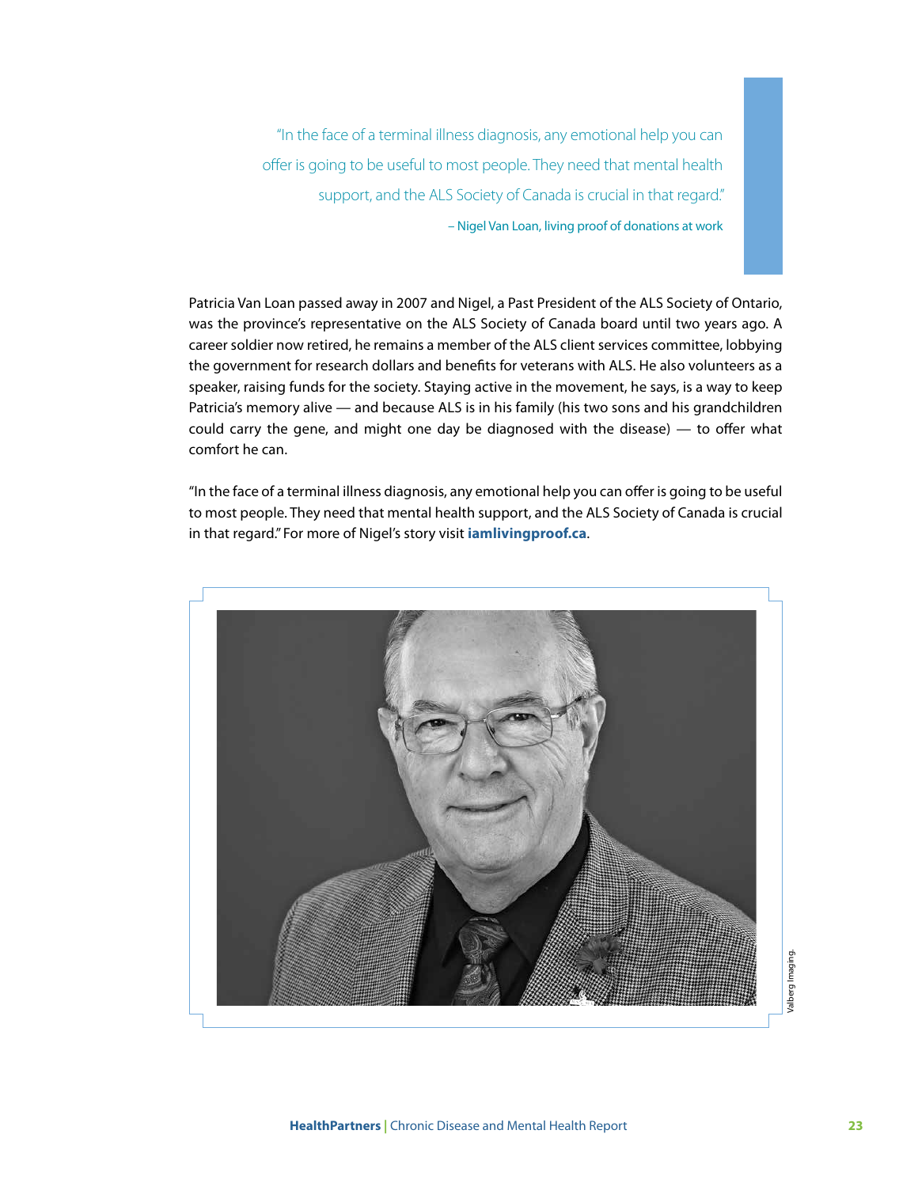> "In the face of a terminal illness diagnosis, any emotional help you can offer is going to be useful to most people. They need that mental health support, and the ALS Society of Canada is crucial in that regard."
>
> – Nigel Van Loan, living proof of donations at work

Patricia Van Loan passed away in 2007 and Nigel, a Past President of the ALS Society of Ontario, was the province's representative on the ALS Society of Canada board until two years ago. A career soldier now retired, he remains a member of the ALS client services committee, lobbying the government for research dollars and benefits for veterans with ALS. He also volunteers as a speaker, raising funds for the society. Staying active in the movement, he says, is a way to keep Patricia's memory alive — and because ALS is in his family (his two sons and his grandchildren could carry the gene, and might one day be diagnosed with the disease) — to offer what comfort he can.

"In the face of a terminal illness diagnosis, any emotional help you can offer is going to be useful to most people. They need that mental health support, and the ALS Society of Canada is crucial in that regard." For more of Nigel's story visit **iamlivingproof.ca**.

Valberg Imaging.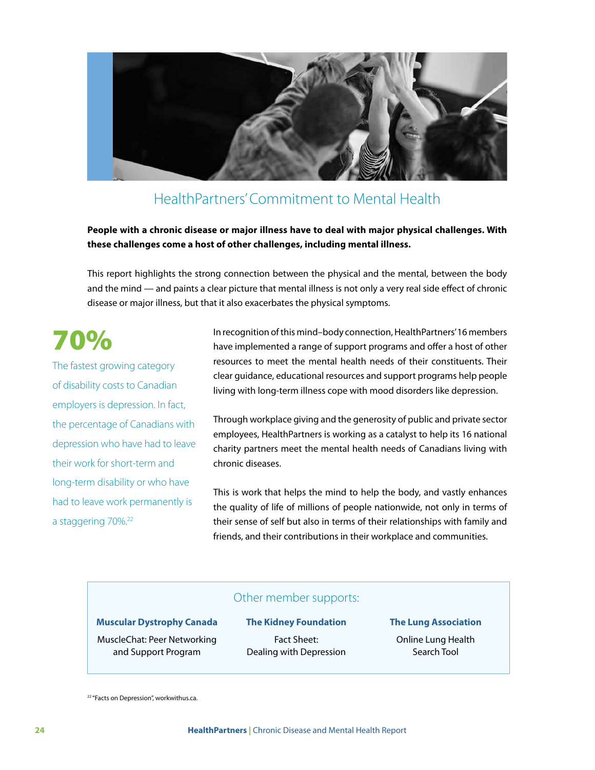## HealthPartners' Commitment to Mental Health

**People with a chronic disease or major illness have to deal with major physical challenges. With these challenges come a host of other challenges, including mental illness.**

This report highlights the strong connection between the physical and the mental, between the body and the mind — and paints a clear picture that mental illness is not only a very real side effect of chronic disease or major illness, but that it also exacerbates the physical symptoms.

**70%**

The fastest growing category of disability costs to Canadian employers is depression. In fact, the percentage of Canadians with depression who have had to leave their work for short-term and long-term disability or who have had to leave work permanently is a staggering 70%.[22]

In recognition of this mind–body connection, HealthPartners' 16 members have implemented a range of support programs and offer a host of other resources to meet the mental health needs of their constituents. Their clear guidance, educational resources and support programs help people living with long-term illness cope with mood disorders like depression.

Through workplace giving and the generosity of public and private sector employees, HealthPartners is working as a catalyst to help its 16 national charity partners meet the mental health needs of Canadians living with chronic diseases.

This is work that helps the mind to help the body, and vastly enhances the quality of life of millions of people nationwide, not only in terms of their sense of self but also in terms of their relationships with family and friends, and their contributions in their workplace and communities.

### Other member supports:

**Muscular Dystrophy Canada**
MuscleChat: Peer Networking and Support Program

**The Kidney Foundation**
Fact Sheet: Dealing with Depression

**The Lung Association**
Online Lung Health Search Tool

[22] "Facts on Depression", workwithus.ca.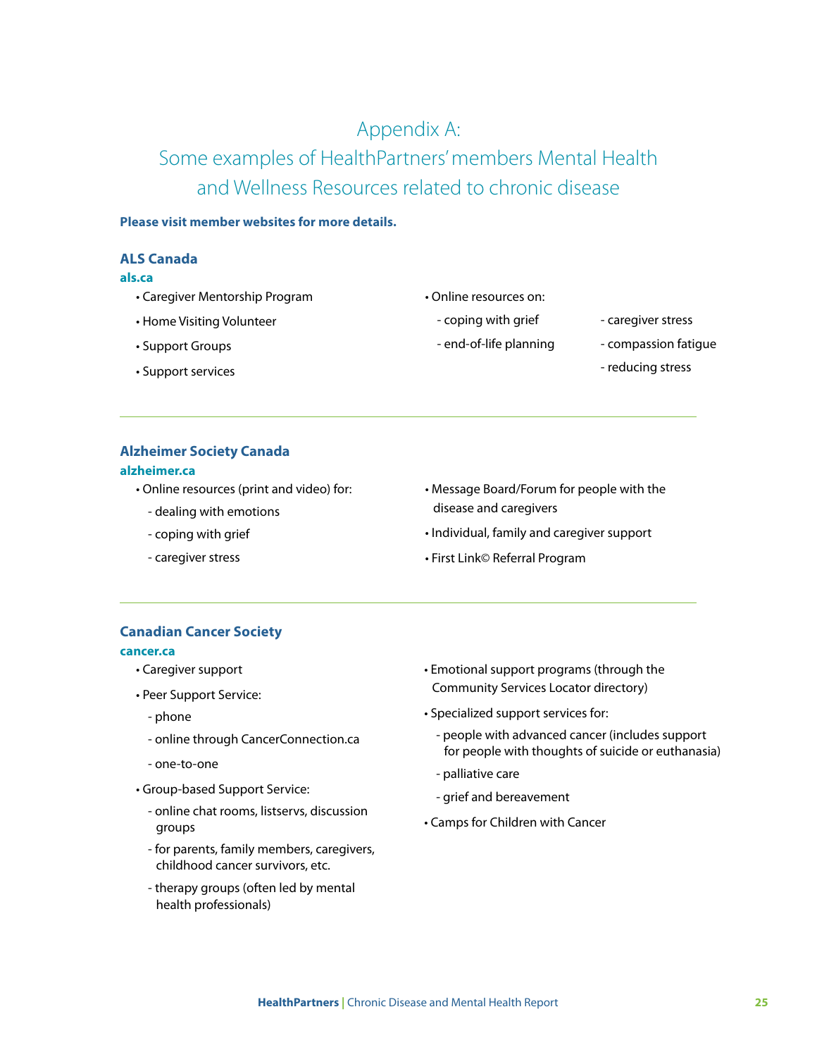# Appendix A: Some examples of HealthPartners' members Mental Health and Wellness Resources related to chronic disease

**Please visit member websites for more details.**

### ALS Canada

**als.ca**

- Caregiver Mentorship Program
- Home Visiting Volunteer
- Support Groups
- Support services
- Online resources on:
  - coping with grief
  - end-of-life planning
  - caregiver stress
  - compassion fatigue
  - reducing stress

---

### Alzheimer Society Canada

**alzheimer.ca**

- Online resources (print and video) for:
  - dealing with emotions
  - coping with grief
  - caregiver stress
- Message Board/Forum for people with the disease and caregivers
- Individual, family and caregiver support
- First Link© Referral Program

---

### Canadian Cancer Society

**cancer.ca**

- Caregiver support
- Peer Support Service:
  - phone
  - online through CancerConnection.ca
  - one-to-one
- Group-based Support Service:
  - online chat rooms, listservs, discussion groups
  - for parents, family members, caregivers, childhood cancer survivors, etc.
  - therapy groups (often led by mental health professionals)
- Emotional support programs (through the Community Services Locator directory)
- Specialized support services for:
  - people with advanced cancer (includes support for people with thoughts of suicide or euthanasia)
  - palliative care
  - grief and bereavement
- Camps for Children with Cancer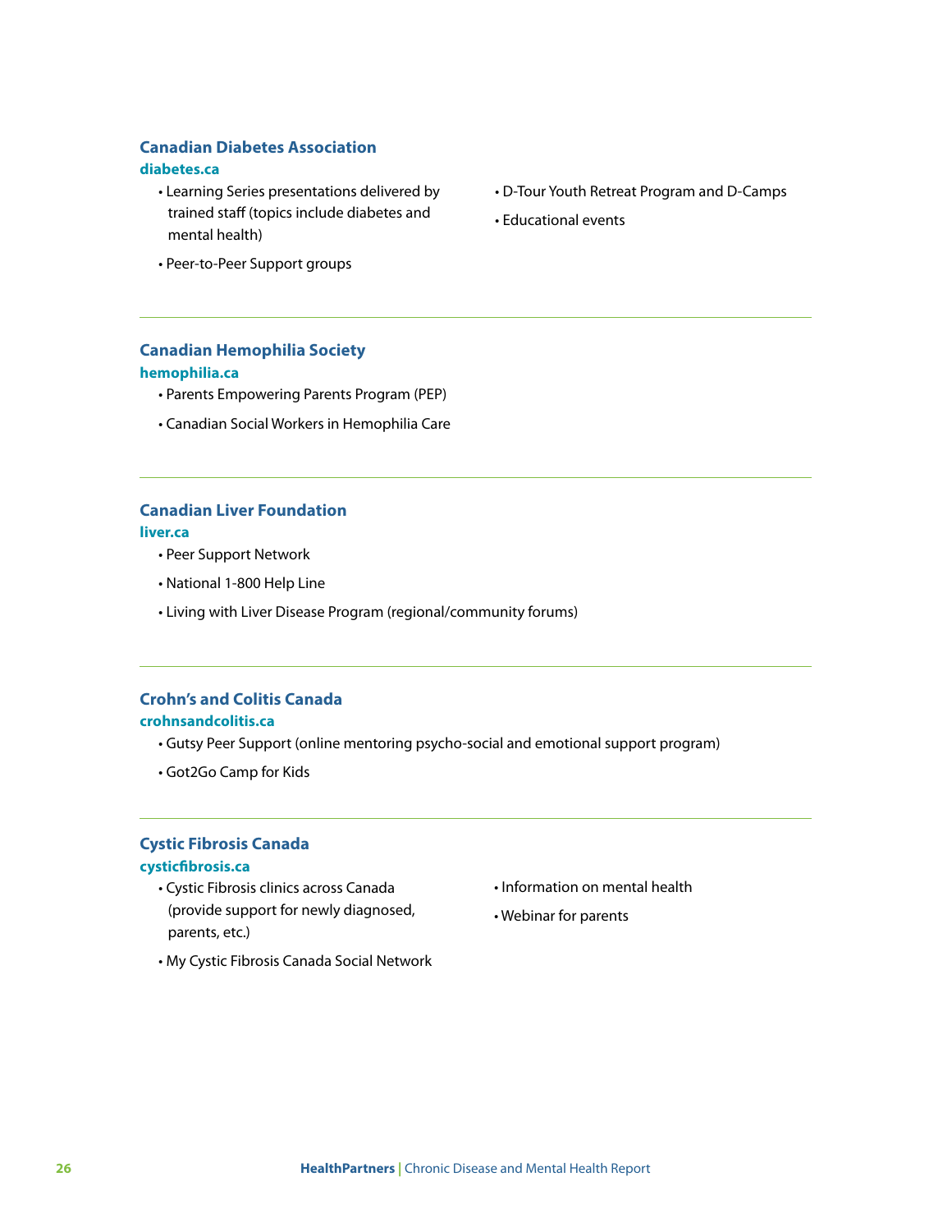### Canadian Diabetes Association

**diabetes.ca**

- Learning Series presentations delivered by trained staff (topics include diabetes and mental health)
- Peer-to-Peer Support groups
- D-Tour Youth Retreat Program and D-Camps
- Educational events

---

### Canadian Hemophilia Society

**hemophilia.ca**

- Parents Empowering Parents Program (PEP)
- Canadian Social Workers in Hemophilia Care

---

### Canadian Liver Foundation

**liver.ca**

- Peer Support Network
- National 1-800 Help Line
- Living with Liver Disease Program (regional/community forums)

---

### Crohn's and Colitis Canada

**crohnsandcolitis.ca**

- Gutsy Peer Support (online mentoring psycho-social and emotional support program)
- Got2Go Camp for Kids

---

### Cystic Fibrosis Canada

**cysticfibrosis.ca**

- Cystic Fibrosis clinics across Canada (provide support for newly diagnosed, parents, etc.)
- My Cystic Fibrosis Canada Social Network
- Information on mental health
- Webinar for parents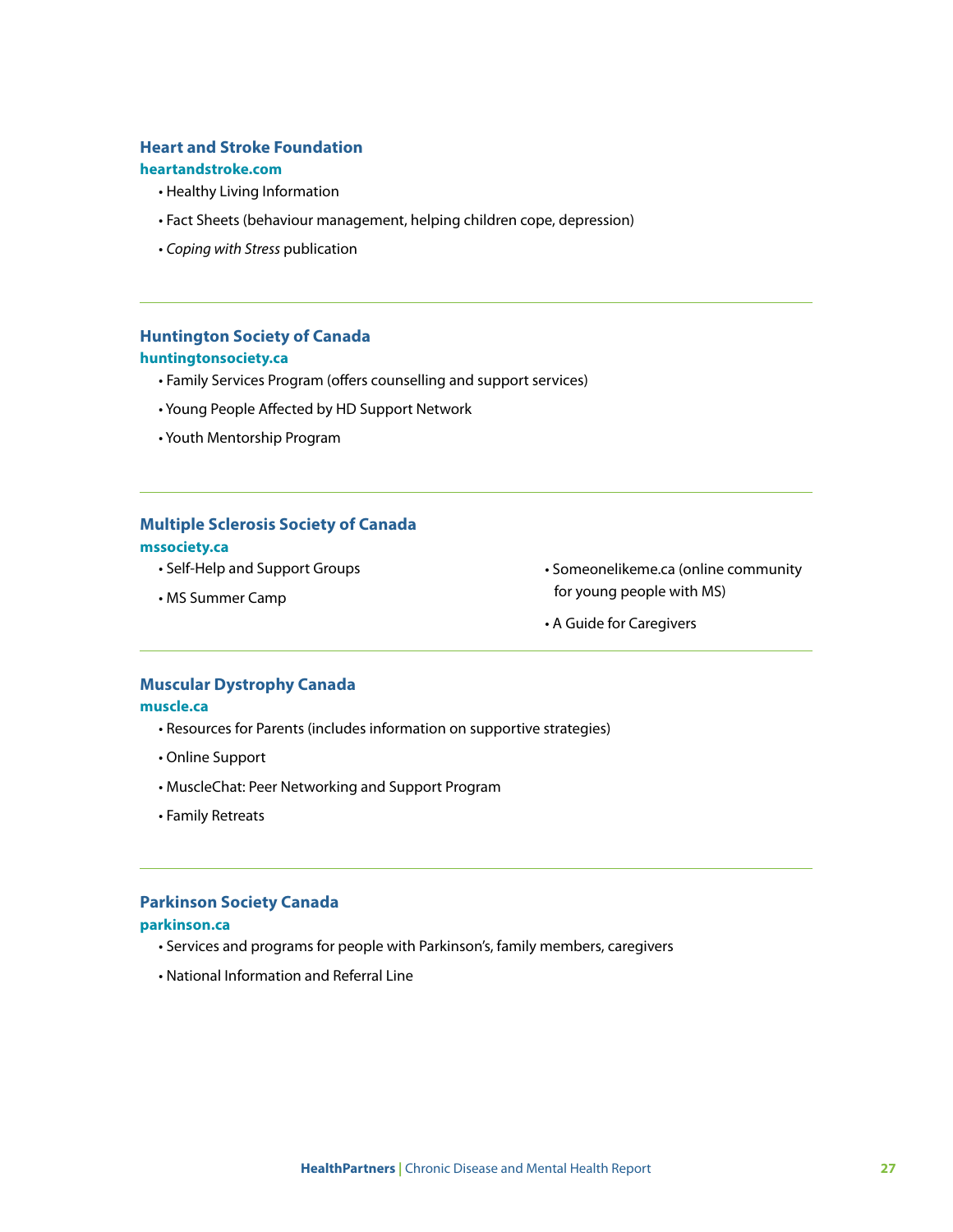### Heart and Stroke Foundation

**heartandstroke.com**

- Healthy Living Information
- Fact Sheets (behaviour management, helping children cope, depression)
- *Coping with Stress* publication

---

### Huntington Society of Canada

**huntingtonsociety.ca**

- Family Services Program (offers counselling and support services)
- Young People Affected by HD Support Network
- Youth Mentorship Program

---

### Multiple Sclerosis Society of Canada

**mssociety.ca**

- Self-Help and Support Groups
- MS Summer Camp
- Someonelikeme.ca (online community for young people with MS)
- A Guide for Caregivers

---

### Muscular Dystrophy Canada

**muscle.ca**

- Resources for Parents (includes information on supportive strategies)
- Online Support
- MuscleChat: Peer Networking and Support Program
- Family Retreats

---

### Parkinson Society Canada

**parkinson.ca**

- Services and programs for people with Parkinson's, family members, caregivers
- National Information and Referral Line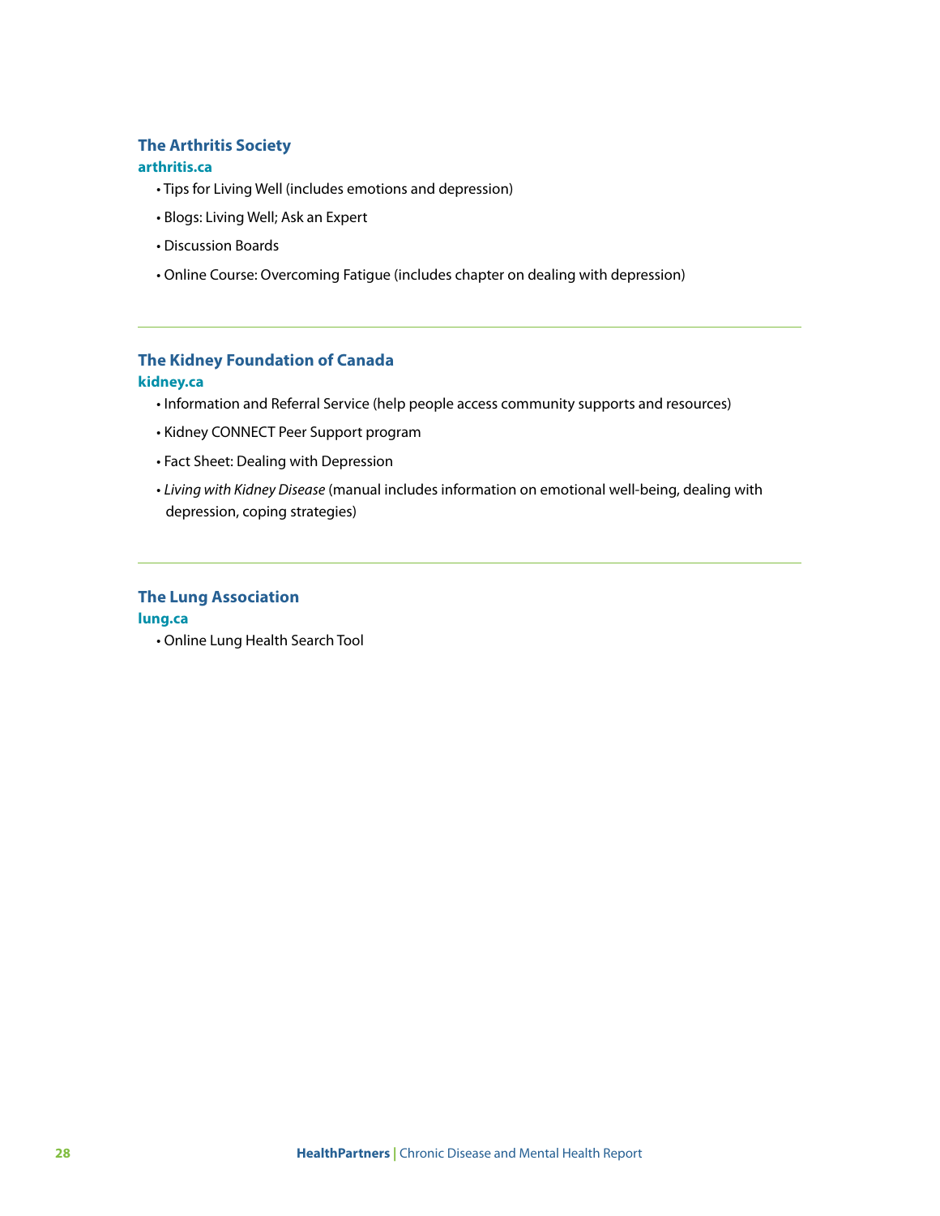### The Arthritis Society

**arthritis.ca**

- Tips for Living Well (includes emotions and depression)
- Blogs: Living Well; Ask an Expert
- Discussion Boards
- Online Course: Overcoming Fatigue (includes chapter on dealing with depression)

---

### The Kidney Foundation of Canada

**kidney.ca**

- Information and Referral Service (help people access community supports and resources)
- Kidney CONNECT Peer Support program
- Fact Sheet: Dealing with Depression
- *Living with Kidney Disease* (manual includes information on emotional well-being, dealing with depression, coping strategies)

---

### The Lung Association

**lung.ca**

- Online Lung Health Search Tool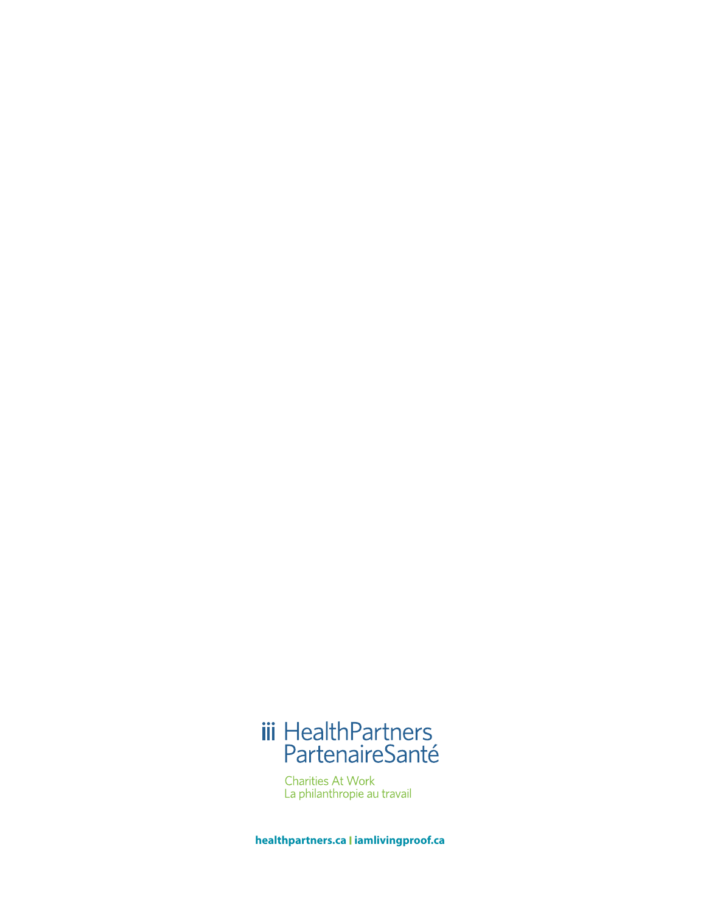iii HealthPartners
PartenaireSanté

Charities At Work
La philanthropie au travail

**healthpartners.ca | iamlivingproof.ca**